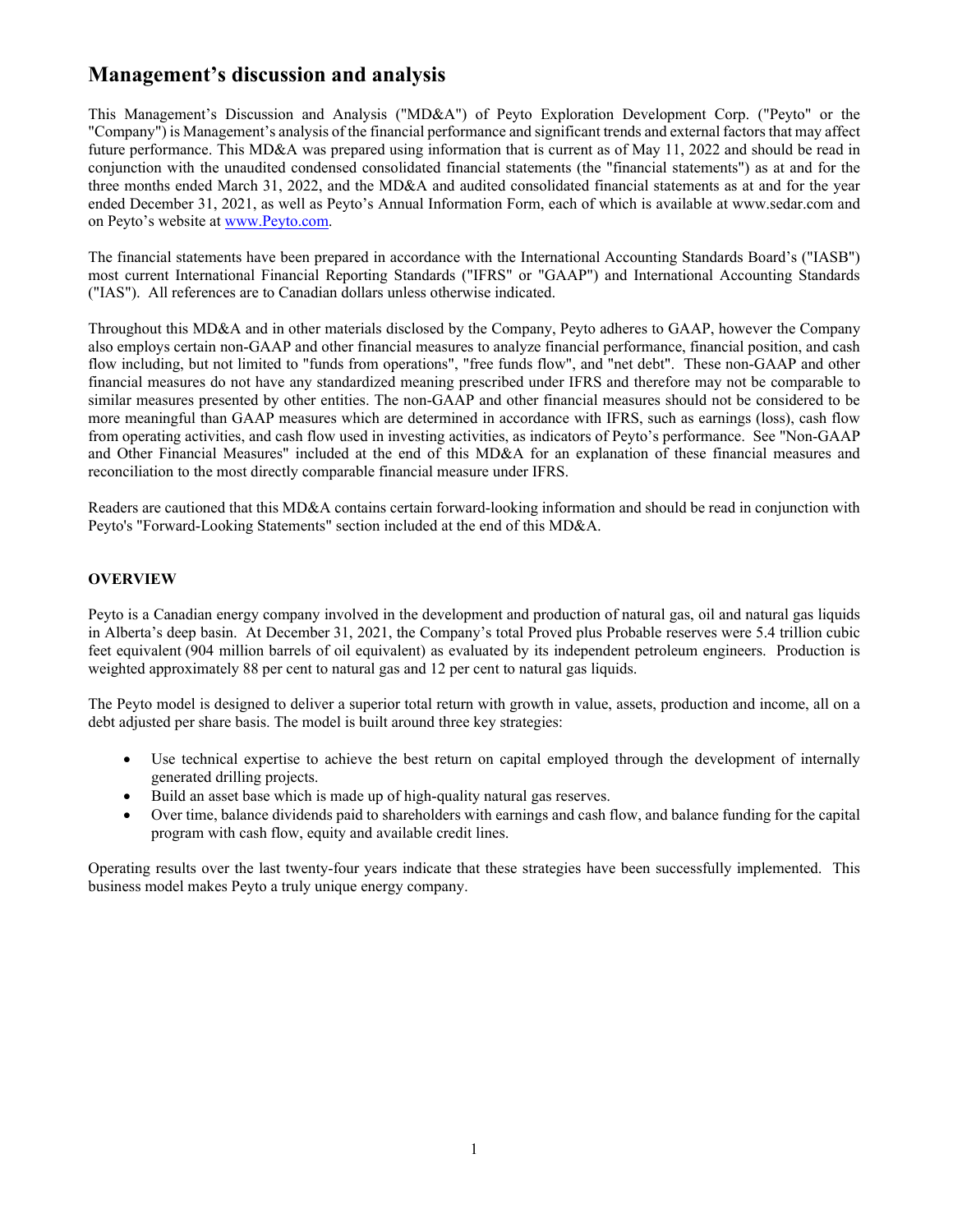# Management's discussion and analysis

This Management's Discussion and Analysis ("MD&A") of Peyto Exploration Development Corp. ("Peyto" or the "Company") is Management's analysis of the financial performance and significant trends and external factors that may affect future performance. This MD&A was prepared using information that is current as of May 11, 2022 and should be read in conjunction with the unaudited condensed consolidated financial statements (the "financial statements") as at and for the three months ended March 31, 2022, and the MD&A and audited consolidated financial statements as at and for the year ended December 31, 2021, as well as Peyto's Annual Information Form, each of which is available at www.sedar.com and on Peyto's website at [www.Peyto.com](www.Peyto.com).

The financial statements have been prepared in accordance with the International Accounting Standards Board's ("IASB") most current International Financial Reporting Standards ("IFRS" or "GAAP") and International Accounting Standards ("IAS"). All references are to Canadian dollars unless otherwise indicated.

Throughout this MD&A and in other materials disclosed by the Company, Peyto adheres to GAAP, however the Company also employs certain non-GAAP and other financial measures to analyze financial performance, financial position, and cash flow including, but not limited to "funds from operations", "free funds flow", and "net debt". These non-GAAP and other financial measures do not have any standardized meaning prescribed under IFRS and therefore may not be comparable to similar measures presented by other entities. The non-GAAP and other financial measures should not be considered to be more meaningful than GAAP measures which are determined in accordance with IFRS, such as earnings (loss), cash flow from operating activities, and cash flow used in investing activities, as indicators of Peyto's performance. See "Non-GAAP and Other Financial Measures" included at the end of this MD&A for an explanation of these financial measures and reconciliation to the most directly comparable financial measure under IFRS.

Readers are cautioned that this MD&A contains certain forward-looking information and should be read in conjunction with Peyto's "Forward-Looking Statements" section included at the end of this MD&A.

## OVERVIEW

Peyto is a Canadian energy company involved in the development and production of natural gas, oil and natural gas liquids in Alberta's deep basin. At December 31, 2021, the Company's total Proved plus Probable reserves were 5.4 trillion cubic feet equivalent (904 million barrels of oil equivalent) as evaluated by its independent petroleum engineers. Production is weighted approximately 88 per cent to natural gas and 12 per cent to natural gas liquids.

The Peyto model is designed to deliver a superior total return with growth in value, assets, production and income, all on a debt adjusted per share basis. The model is built around three key strategies:

- Use technical expertise to achieve the best return on capital employed through the development of internally generated drilling projects.
- Build an asset base which is made up of high-quality natural gas reserves.
- Over time, balance dividends paid to shareholders with earnings and cash flow, and balance funding for the capital program with cash flow, equity and available credit lines.

Operating results over the last twenty-four years indicate that these strategies have been successfully implemented. This business model makes Peyto a truly unique energy company.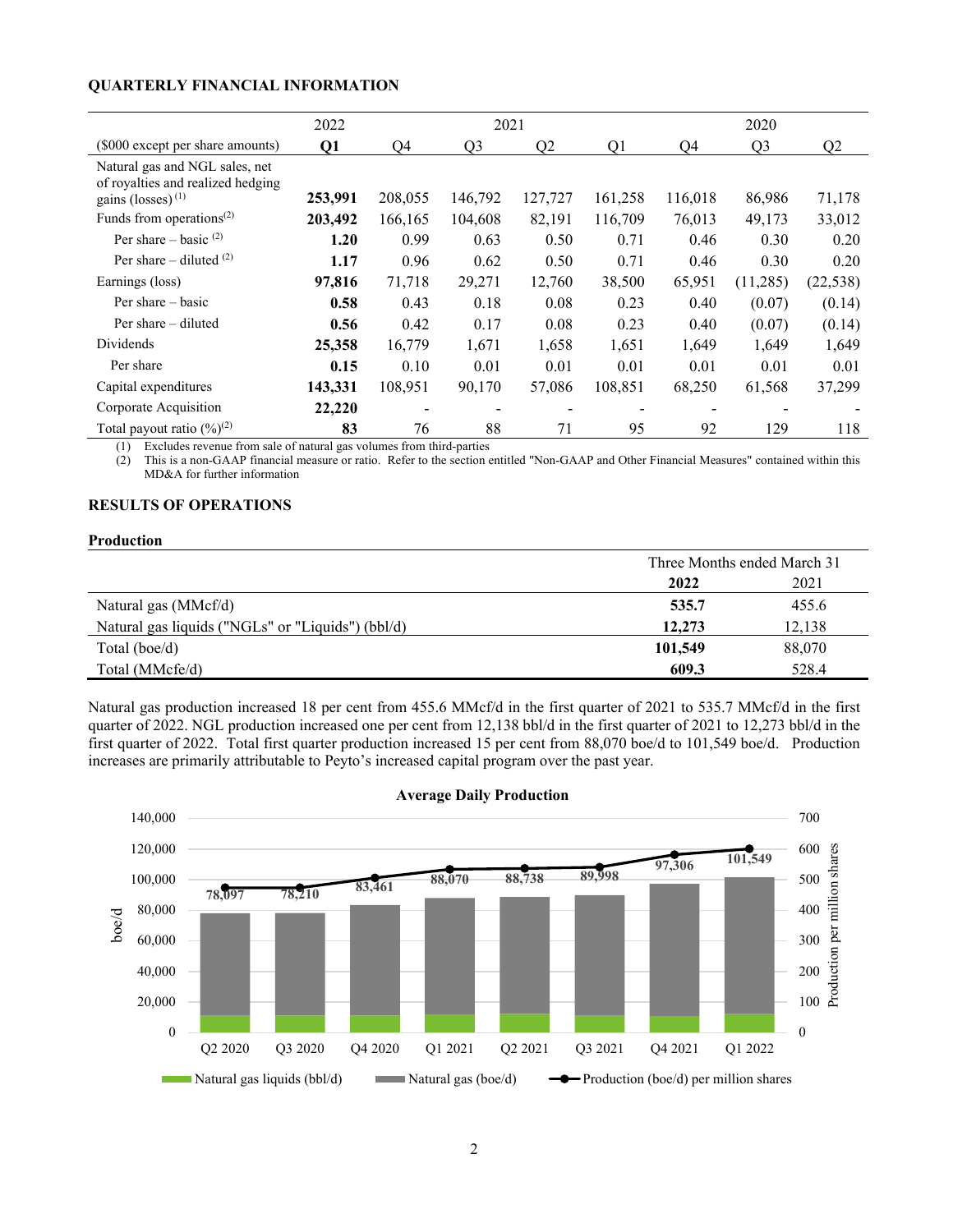## QUARTERLY FINANCIAL INFORMATION

| | 2022 | 2021 | | | | 2020 | | |
|---|---|---|---|---|---|---|---|---|
| ($000 except per share amounts) | **Q1** | Q4 | Q3 | Q2 | Q1 | Q4 | Q3 | Q2 |
| Natural gas and NGL sales, net of royalties and realized hedging gains (losses) (1) | **253,991** | 208,055 | 146,792 | 127,727 | 161,258 | 116,018 | 86,986 | 71,178 |
| Funds from operations(2) | **203,492** | 166,165 | 104,608 | 82,191 | 116,709 | 76,013 | 49,173 | 33,012 |
| Per share – basic (2) | **1.20** | 0.99 | 0.63 | 0.50 | 0.71 | 0.46 | 0.30 | 0.20 |
| Per share – diluted (2) | **1.17** | 0.96 | 0.62 | 0.50 | 0.71 | 0.46 | 0.30 | 0.20 |
| Earnings (loss) | **97,816** | 71,718 | 29,271 | 12,760 | 38,500 | 65,951 | (11,285) | (22,538) |
| Per share – basic | **0.58** | 0.43 | 0.18 | 0.08 | 0.23 | 0.40 | (0.07) | (0.14) |
| Per share – diluted | **0.56** | 0.42 | 0.17 | 0.08 | 0.23 | 0.40 | (0.07) | (0.14) |
| Dividends | **25,358** | 16,779 | 1,671 | 1,658 | 1,651 | 1,649 | 1,649 | 1,649 |
| Per share | **0.15** | 0.10 | 0.01 | 0.01 | 0.01 | 0.01 | 0.01 | 0.01 |
| Capital expenditures | **143,331** | 108,951 | 90,170 | 57,086 | 108,851 | 68,250 | 61,568 | 37,299 |
| Corporate Acquisition | **22,220** | - | - | - | - | - | - | - |
| Total payout ratio (%)(2) | **83** | 76 | 88 | 71 | 95 | 92 | 129 | 118 |

(1) Excludes revenue from sale of natural gas volumes from third-parties
(2) This is a non-GAAP financial measure or ratio. Refer to the section entitled "Non-GAAP and Other Financial Measures" contained within this MD&A for further information

## RESULTS OF OPERATIONS

### Production

| | Three Months ended March 31 | |
|---|---|---|
| | **2022** | 2021 |
| Natural gas (MMcf/d) | **535.7** | 455.6 |
| Natural gas liquids ("NGLs" or "Liquids") (bbl/d) | **12,273** | 12,138 |
| Total (boe/d) | **101,549** | 88,070 |
| Total (MMcfe/d) | **609.3** | 528.4 |

Natural gas production increased 18 per cent from 455.6 MMcf/d in the first quarter of 2021 to 535.7 MMcf/d in the first quarter of 2022. NGL production increased one per cent from 12,138 bbl/d in the first quarter of 2021 to 12,273 bbl/d in the first quarter of 2022. Total first quarter production increased 15 per cent from 88,070 boe/d to 101,549 boe/d. Production increases are primarily attributable to Peyto's increased capital program over the past year.

**Average Daily Production**

| | Q2 2020 | Q3 2020 | Q4 2020 | Q1 2021 | Q2 2021 | Q3 2021 | Q4 2021 | Q1 2022 |
|---|---|---|---|---|---|---|---|---|
| Total (boe/d) | 78,097 | 78,210 | 83,461 | 88,070 | 88,738 | 89,998 | 97,306 | 101,549 |

Legend: Natural gas liquids (bbl/d); Natural gas (boe/d); Production (boe/d) per million shares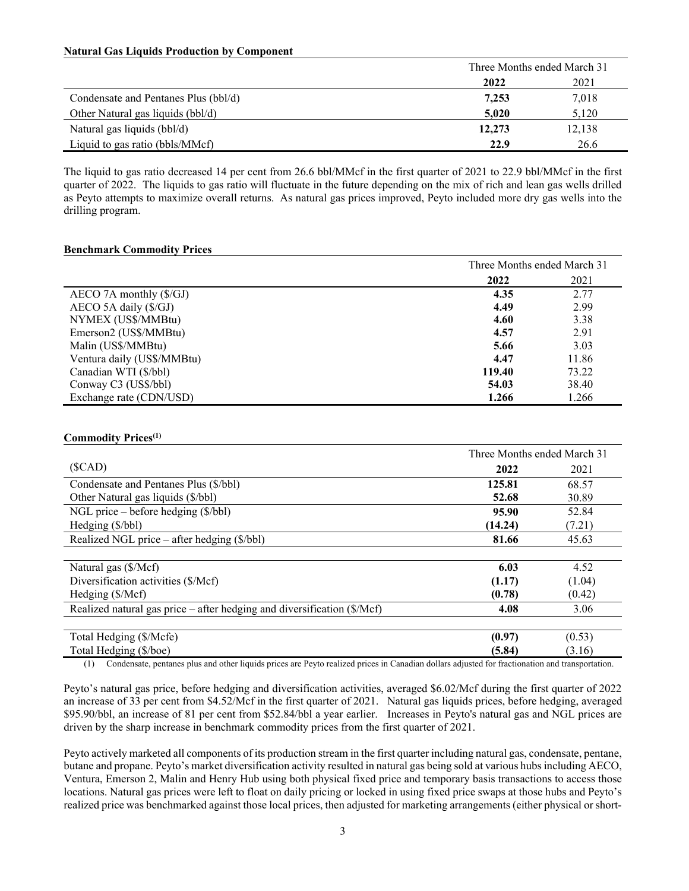**Natural Gas Liquids Production by Component**

| | Three Months ended March 31 | |
|---|---|---|
| | **2022** | 2021 |
| Condensate and Pentanes Plus (bbl/d) | **7,253** | 7,018 |
| Other Natural gas liquids (bbl/d) | **5,020** | 5,120 |
| Natural gas liquids (bbl/d) | **12,273** | 12,138 |
| Liquid to gas ratio (bbls/MMcf) | **22.9** | 26.6 |

The liquid to gas ratio decreased 14 per cent from 26.6 bbl/MMcf in the first quarter of 2021 to 22.9 bbl/MMcf in the first quarter of 2022. The liquids to gas ratio will fluctuate in the future depending on the mix of rich and lean gas wells drilled as Peyto attempts to maximize overall returns. As natural gas prices improved, Peyto included more dry gas wells into the drilling program.

**Benchmark Commodity Prices**

| | Three Months ended March 31 | |
|---|---|---|
| | **2022** | 2021 |
| AECO 7A monthly ($/GJ) | **4.35** | 2.77 |
| AECO 5A daily ($/GJ) | **4.49** | 2.99 |
| NYMEX (US$/MMBtu) | **4.60** | 3.38 |
| Emerson2 (US$/MMBtu) | **4.57** | 2.91 |
| Malin (US$/MMBtu) | **5.66** | 3.03 |
| Ventura daily (US$/MMBtu) | **4.47** | 11.86 |
| Canadian WTI ($/bbl) | **119.40** | 73.22 |
| Conway C3 (US$/bbl) | **54.03** | 38.40 |
| Exchange rate (CDN/USD) | **1.266** | 1.266 |

**Commodity Prices[(1)]**

| | Three Months ended March 31 | |
|---|---|---|
| ($CAD) | **2022** | 2021 |
| Condensate and Pentanes Plus ($/bbl) | **125.81** | 68.57 |
| Other Natural gas liquids ($/bbl) | **52.68** | 30.89 |
| NGL price – before hedging ($/bbl) | **95.90** | 52.84 |
| Hedging ($/bbl) | **(14.24)** | (7.21) |
| Realized NGL price – after hedging ($/bbl) | **81.66** | 45.63 |
| | | |
| Natural gas ($/Mcf) | **6.03** | 4.52 |
| Diversification activities ($/Mcf) | **(1.17)** | (1.04) |
| Hedging ($/Mcf) | **(0.78)** | (0.42) |
| Realized natural gas price – after hedging and diversification ($/Mcf) | **4.08** | 3.06 |
| | | |
| Total Hedging ($/Mcfe) | **(0.97)** | (0.53) |
| Total Hedging ($/boe) | **(5.84)** | (3.16) |

(1) Condensate, pentanes plus and other liquids prices are Peyto realized prices in Canadian dollars adjusted for fractionation and transportation.

Peyto's natural gas price, before hedging and diversification activities, averaged $6.02/Mcf during the first quarter of 2022 an increase of 33 per cent from $4.52/Mcf in the first quarter of 2021. Natural gas liquids prices, before hedging, averaged $95.90/bbl, an increase of 81 per cent from $52.84/bbl a year earlier. Increases in Peyto's natural gas and NGL prices are driven by the sharp increase in benchmark commodity prices from the first quarter of 2021.

Peyto actively marketed all components of its production stream in the first quarter including natural gas, condensate, pentane, butane and propane. Peyto's market diversification activity resulted in natural gas being sold at various hubs including AECO, Ventura, Emerson 2, Malin and Henry Hub using both physical fixed price and temporary basis transactions to access those locations. Natural gas prices were left to float on daily pricing or locked in using fixed price swaps at those hubs and Peyto's realized price was benchmarked against those local prices, then adjusted for marketing arrangements (either physical or short-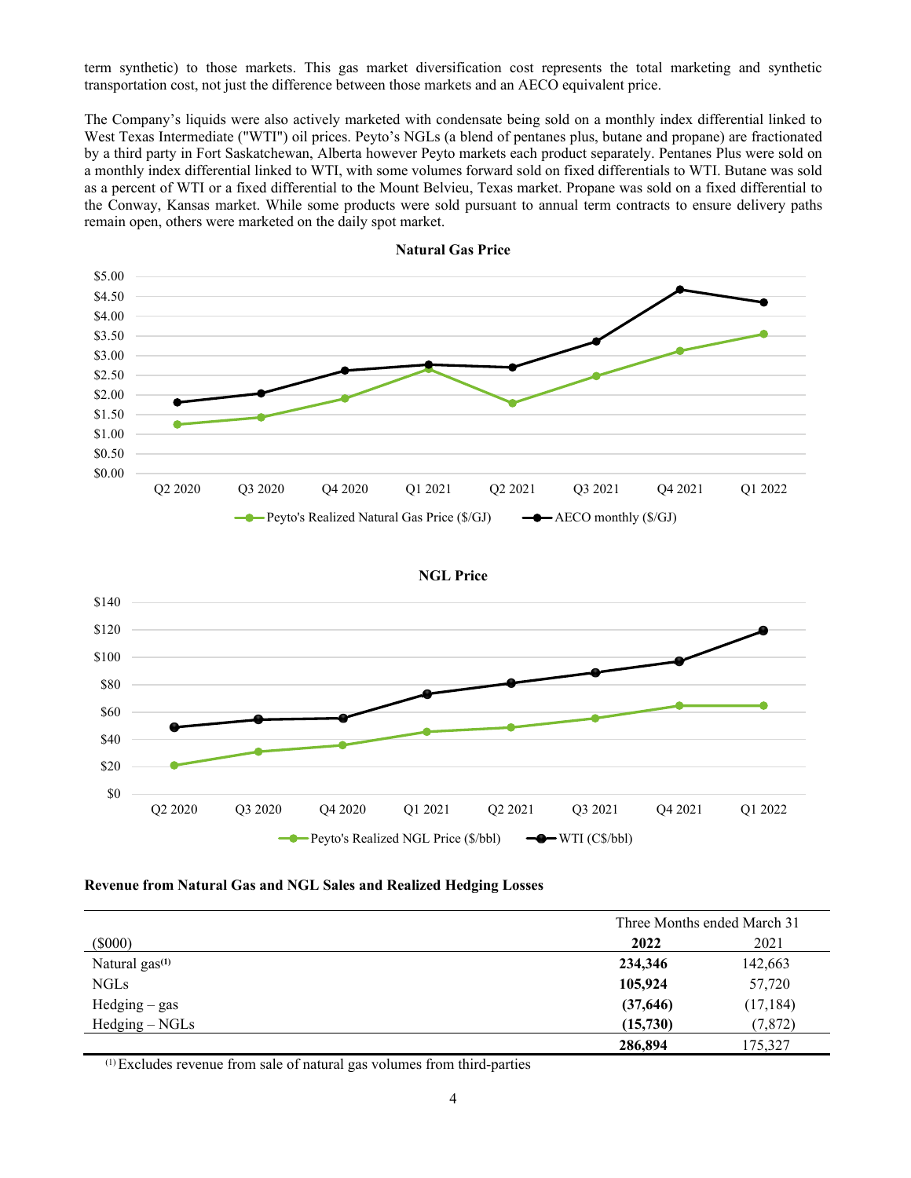term synthetic) to those markets. This gas market diversification cost represents the total marketing and synthetic transportation cost, not just the difference between those markets and an AECO equivalent price.

The Company's liquids were also actively marketed with condensate being sold on a monthly index differential linked to West Texas Intermediate ("WTI") oil prices. Peyto's NGLs (a blend of pentanes plus, butane and propane) are fractionated by a third party in Fort Saskatchewan, Alberta however Peyto markets each product separately. Pentanes Plus were sold on a monthly index differential linked to WTI, with some volumes forward sold on fixed differentials to WTI. Butane was sold as a percent of WTI or a fixed differential to the Mount Belvieu, Texas market. Propane was sold on a fixed differential to the Conway, Kansas market. While some products were sold pursuant to annual term contracts to ensure delivery paths remain open, others were marketed on the daily spot market.

**Natural Gas Price**

**NGL Price**

### Revenue from Natural Gas and NGL Sales and Realized Hedging Losses

| | Three Months ended March 31 | |
|---|---|---|
| ($000) | **2022** | 2021 |
| Natural gas[1] | **234,346** | 142,663 |
| NGLs | **105,924** | 57,720 |
| Hedging – gas | **(37,646)** | (17,184) |
| Hedging – NGLs | **(15,730)** | (7,872) |
| | **286,894** | 175,327 |

[1] Excludes revenue from sale of natural gas volumes from third-parties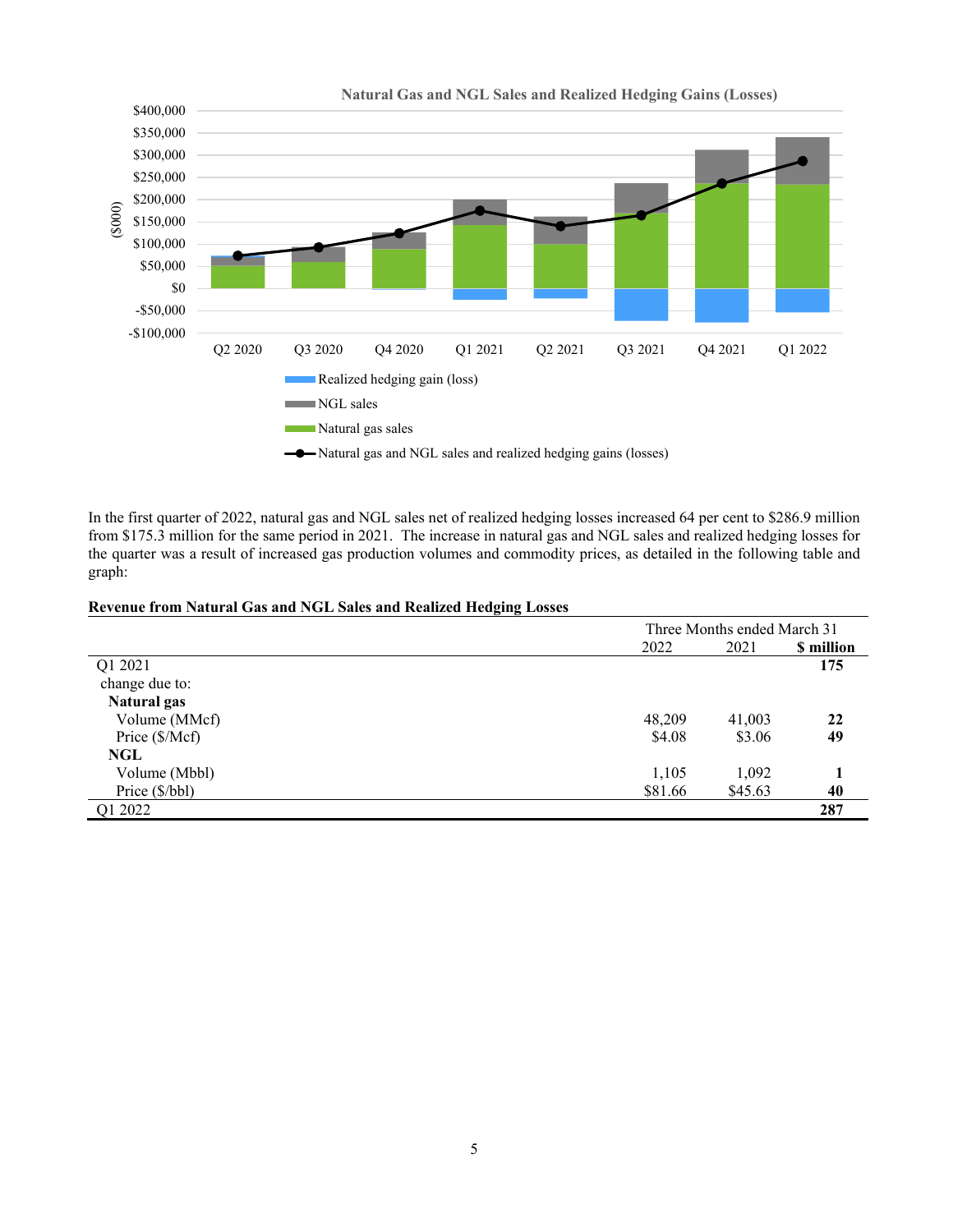In the first quarter of 2022, natural gas and NGL sales net of realized hedging losses increased 64 per cent to $286.9 million from $175.3 million for the same period in 2021. The increase in natural gas and NGL sales and realized hedging losses for the quarter was a result of increased gas production volumes and commodity prices, as detailed in the following table and graph:

**Revenue from Natural Gas and NGL Sales and Realized Hedging Losses**

| | Three Months ended March 31 | | |
|---|---|---|---|
| | 2022 | 2021 | **$ million** |
| Q1 2021 | | | **175** |
| change due to: | | | |
| **Natural gas** | | | |
| Volume (MMcf) | 48,209 | 41,003 | **22** |
| Price ($/Mcf) | $4.08 | $3.06 | **49** |
| **NGL** | | | |
| Volume (Mbbl) | 1,105 | 1,092 | **1** |
| Price ($/bbl) | $81.66 | $45.63 | **40** |
| Q1 2022 | | | **287** |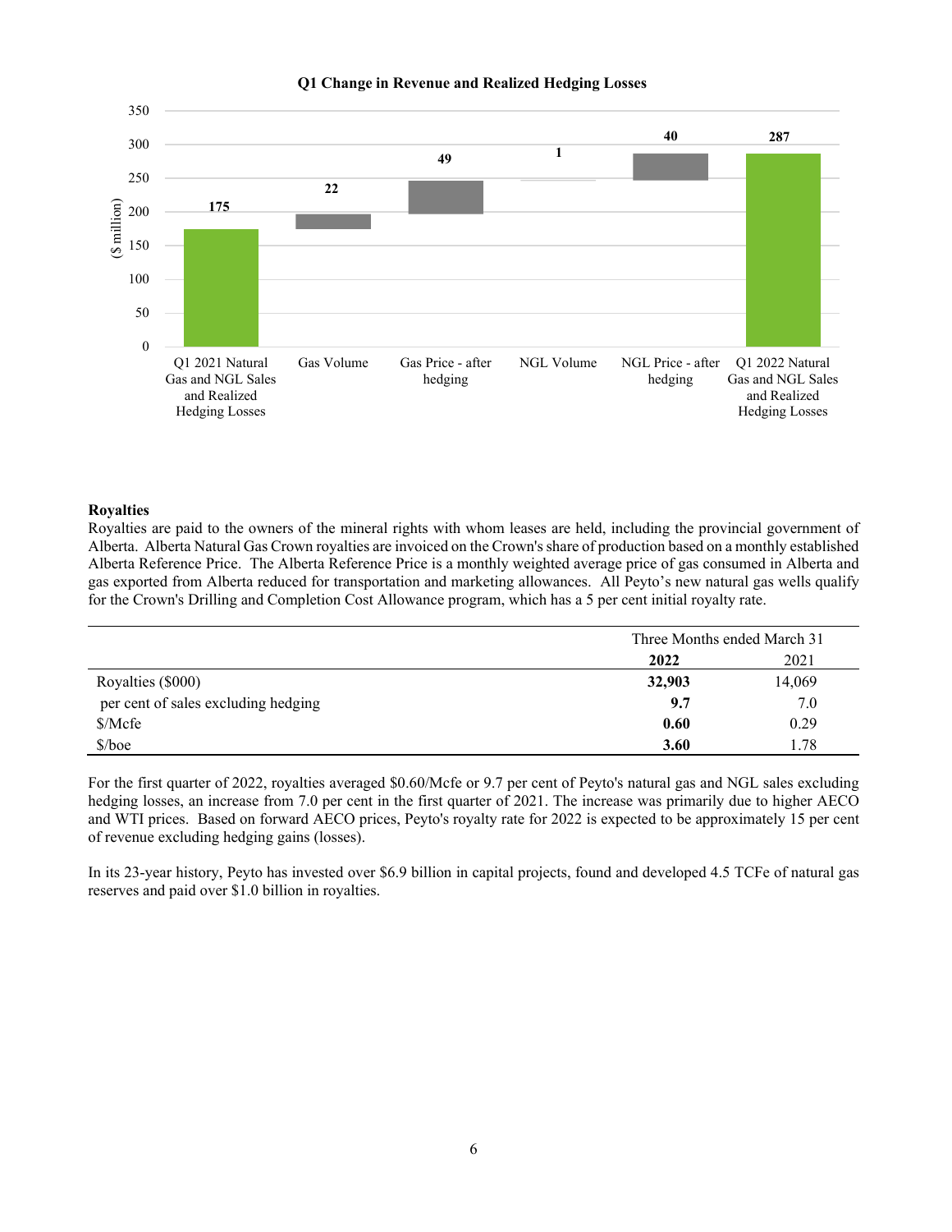**Q1 Change in Revenue and Realized Hedging Losses**

| | $ million |
|---|---|
| Q1 2021 Natural Gas and NGL Sales and Realized Hedging Losses | 175 |
| Gas Volume | 22 |
| Gas Price - after hedging | 49 |
| NGL Volume | 1 |
| NGL Price - after hedging | 40 |
| Q1 2022 Natural Gas and NGL Sales and Realized Hedging Losses | 287 |

**Royalties**

Royalties are paid to the owners of the mineral rights with whom leases are held, including the provincial government of Alberta. Alberta Natural Gas Crown royalties are invoiced on the Crown's share of production based on a monthly established Alberta Reference Price. The Alberta Reference Price is a monthly weighted average price of gas consumed in Alberta and gas exported from Alberta reduced for transportation and marketing allowances. All Peyto's new natural gas wells qualify for the Crown's Drilling and Completion Cost Allowance program, which has a 5 per cent initial royalty rate.

| | Three Months ended March 31 | |
|---|---|---|
| | **2022** | 2021 |
| Royalties ($000) | **32,903** | 14,069 |
| per cent of sales excluding hedging | **9.7** | 7.0 |
| $/Mcfe | **0.60** | 0.29 |
| $/boe | **3.60** | 1.78 |

For the first quarter of 2022, royalties averaged $0.60/Mcfe or 9.7 per cent of Peyto's natural gas and NGL sales excluding hedging losses, an increase from 7.0 per cent in the first quarter of 2021. The increase was primarily due to higher AECO and WTI prices. Based on forward AECO prices, Peyto's royalty rate for 2022 is expected to be approximately 15 per cent of revenue excluding hedging gains (losses).

In its 23-year history, Peyto has invested over $6.9 billion in capital projects, found and developed 4.5 TCFe of natural gas reserves and paid over $1.0 billion in royalties.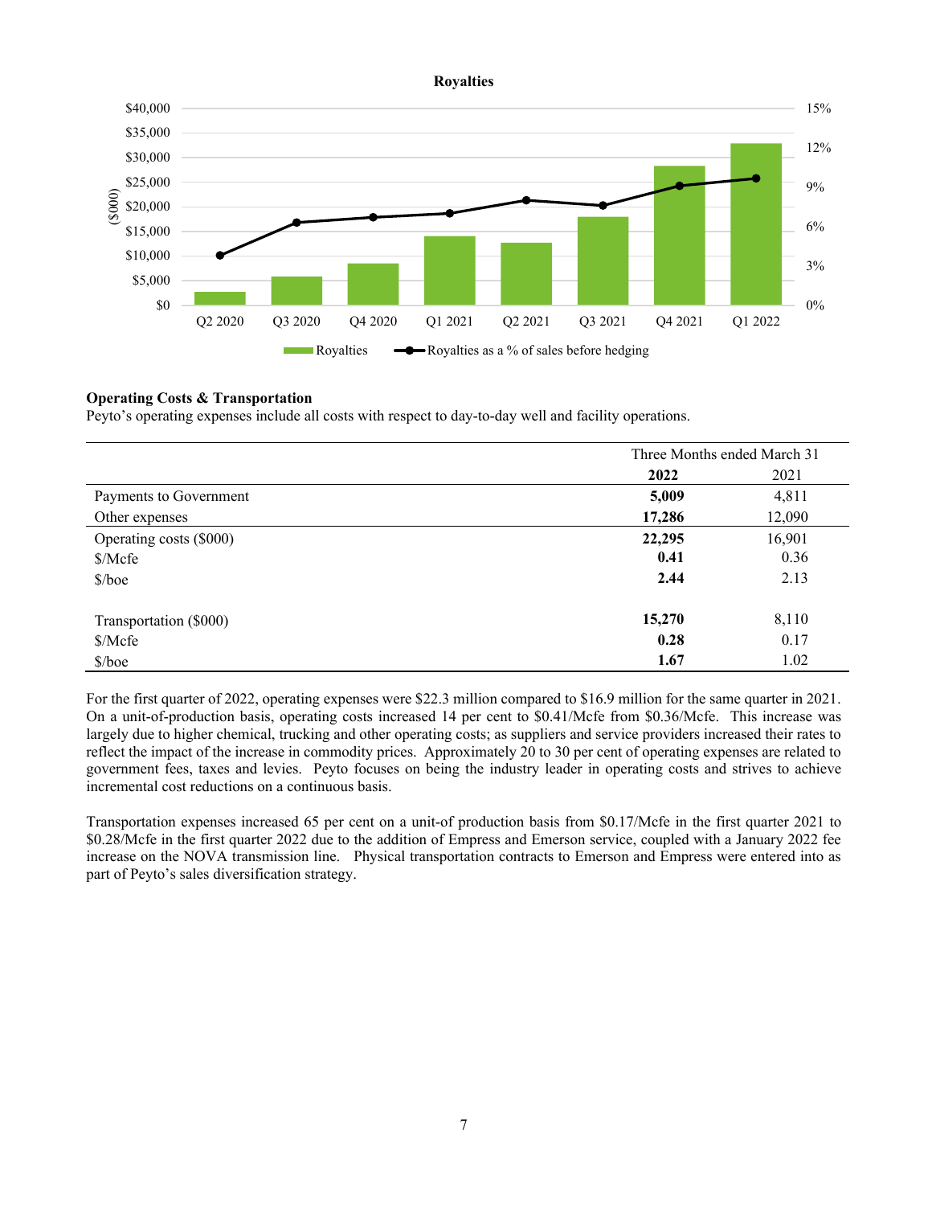**Royalties**

**Operating Costs & Transportation**

Peyto's operating expenses include all costs with respect to day-to-day well and facility operations.

| | Three Months ended March 31 | |
|---|---|---|
| | **2022** | 2021 |
| Payments to Government | **5,009** | 4,811 |
| Other expenses | **17,286** | 12,090 |
| Operating costs ($000) | **22,295** | 16,901 |
| $/Mcfe | **0.41** | 0.36 |
| $/boe | **2.44** | 2.13 |
| | | |
| Transportation ($000) | **15,270** | 8,110 |
| $/Mcfe | **0.28** | 0.17 |
| $/boe | **1.67** | 1.02 |

For the first quarter of 2022, operating expenses were $22.3 million compared to $16.9 million for the same quarter in 2021. On a unit-of-production basis, operating costs increased 14 per cent to $0.41/Mcfe from $0.36/Mcfe. This increase was largely due to higher chemical, trucking and other operating costs; as suppliers and service providers increased their rates to reflect the impact of the increase in commodity prices. Approximately 20 to 30 per cent of operating expenses are related to government fees, taxes and levies. Peyto focuses on being the industry leader in operating costs and strives to achieve incremental cost reductions on a continuous basis.

Transportation expenses increased 65 per cent on a unit-of production basis from $0.17/Mcfe in the first quarter 2021 to $0.28/Mcfe in the first quarter 2022 due to the addition of Empress and Emerson service, coupled with a January 2022 fee increase on the NOVA transmission line. Physical transportation contracts to Emerson and Empress were entered into as part of Peyto's sales diversification strategy.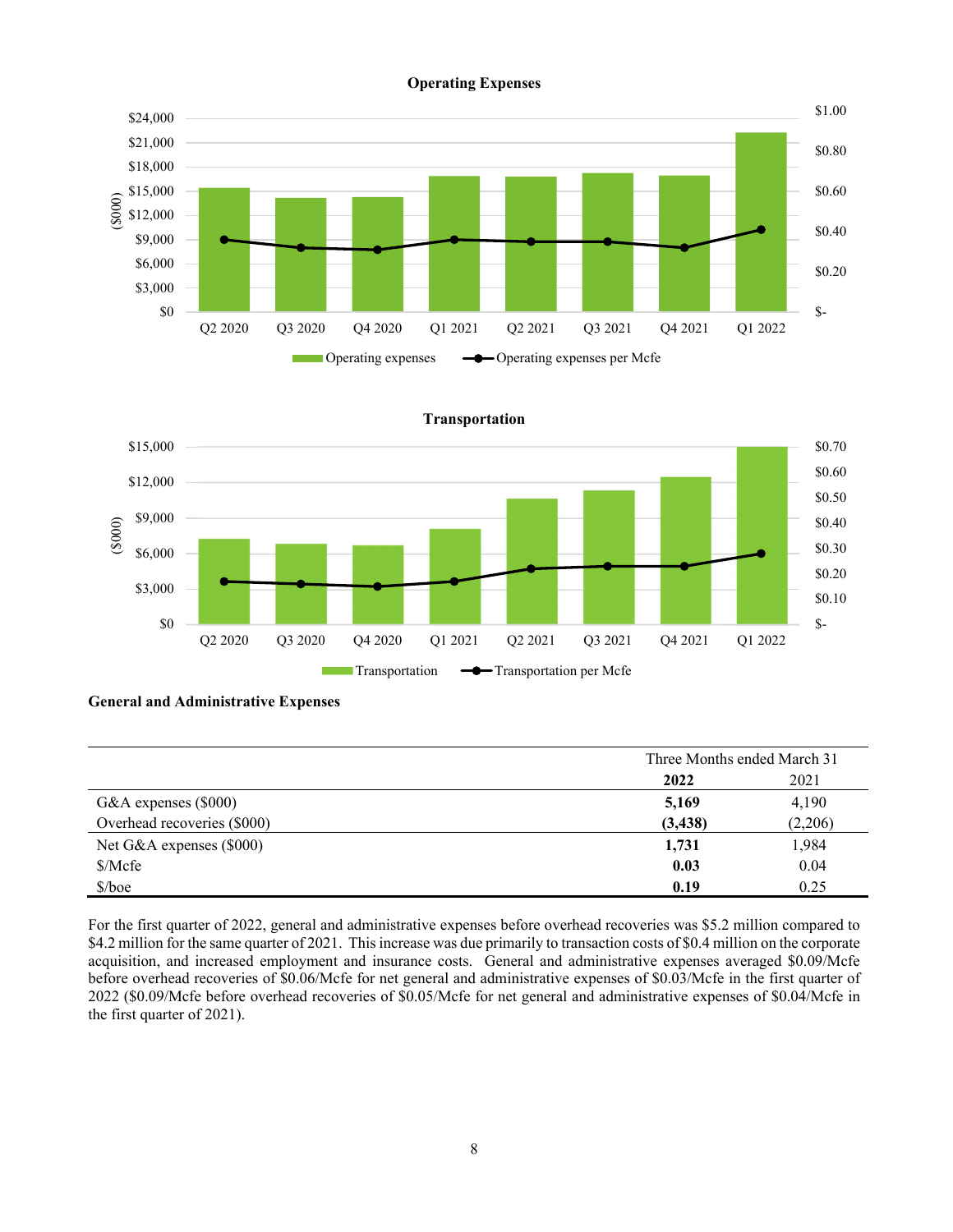**Operating Expenses**

**Transportation**

**General and Administrative Expenses**

| | Three Months ended March 31 | |
|---|---|---|
| | **2022** | 2021 |
| G&A expenses ($000) | **5,169** | 4,190 |
| Overhead recoveries ($000) | **(3,438)** | (2,206) |
| Net G&A expenses ($000) | **1,731** | 1,984 |
| $/Mcfe | **0.03** | 0.04 |
| $/boe | **0.19** | 0.25 |

For the first quarter of 2022, general and administrative expenses before overhead recoveries was $5.2 million compared to $4.2 million for the same quarter of 2021. This increase was due primarily to transaction costs of $0.4 million on the corporate acquisition, and increased employment and insurance costs. General and administrative expenses averaged $0.09/Mcfe before overhead recoveries of $0.06/Mcfe for net general and administrative expenses of $0.03/Mcfe in the first quarter of 2022 ($0.09/Mcfe before overhead recoveries of $0.05/Mcfe for net general and administrative expenses of $0.04/Mcfe in the first quarter of 2021).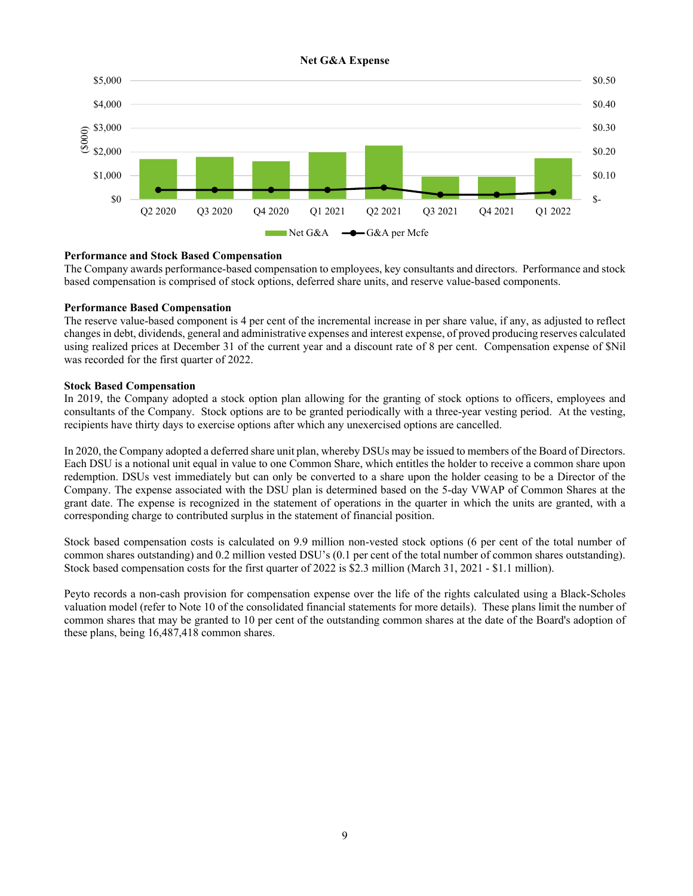**Net G&A Expense**

**Performance and Stock Based Compensation**

The Company awards performance-based compensation to employees, key consultants and directors. Performance and stock based compensation is comprised of stock options, deferred share units, and reserve value-based components.

**Performance Based Compensation**

The reserve value-based component is 4 per cent of the incremental increase in per share value, if any, as adjusted to reflect changes in debt, dividends, general and administrative expenses and interest expense, of proved producing reserves calculated using realized prices at December 31 of the current year and a discount rate of 8 per cent. Compensation expense of $Nil was recorded for the first quarter of 2022.

**Stock Based Compensation**

In 2019, the Company adopted a stock option plan allowing for the granting of stock options to officers, employees and consultants of the Company. Stock options are to be granted periodically with a three-year vesting period. At the vesting, recipients have thirty days to exercise options after which any unexercised options are cancelled.

In 2020, the Company adopted a deferred share unit plan, whereby DSUs may be issued to members of the Board of Directors. Each DSU is a notional unit equal in value to one Common Share, which entitles the holder to receive a common share upon redemption. DSUs vest immediately but can only be converted to a share upon the holder ceasing to be a Director of the Company. The expense associated with the DSU plan is determined based on the 5-day VWAP of Common Shares at the grant date. The expense is recognized in the statement of operations in the quarter in which the units are granted, with a corresponding charge to contributed surplus in the statement of financial position.

Stock based compensation costs is calculated on 9.9 million non-vested stock options (6 per cent of the total number of common shares outstanding) and 0.2 million vested DSU's (0.1 per cent of the total number of common shares outstanding). Stock based compensation costs for the first quarter of 2022 is $2.3 million (March 31, 2021 - $1.1 million).

Peyto records a non-cash provision for compensation expense over the life of the rights calculated using a Black-Scholes valuation model (refer to Note 10 of the consolidated financial statements for more details). These plans limit the number of common shares that may be granted to 10 per cent of the outstanding common shares at the date of the Board's adoption of these plans, being 16,487,418 common shares.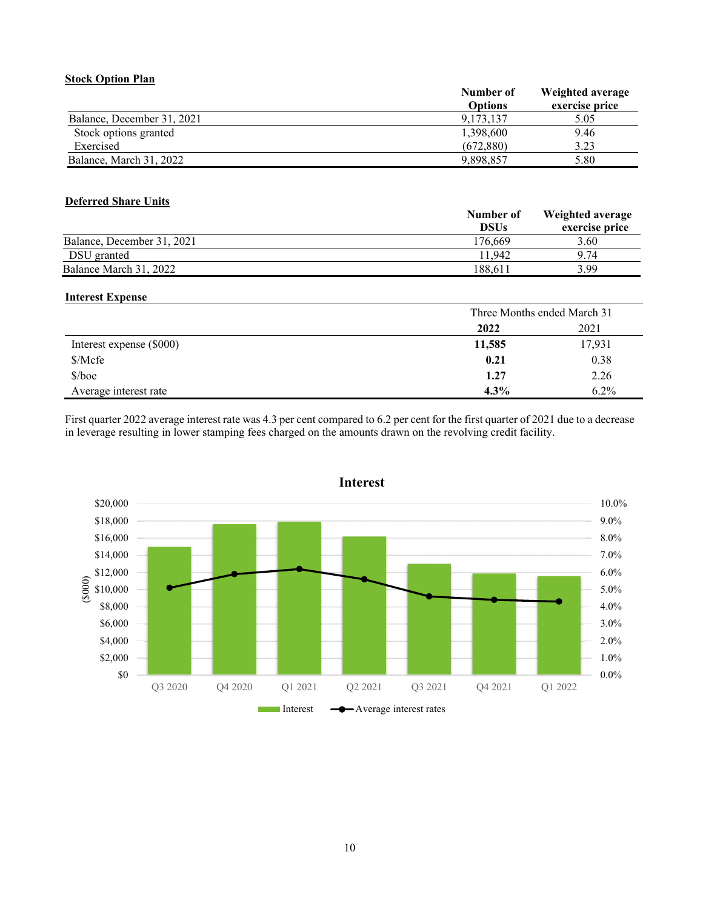**Stock Option Plan**

| | Number of Options | Weighted average exercise price |
|---|---|---|
| Balance, December 31, 2021 | 9,173,137 | 5.05 |
| Stock options granted | 1,398,600 | 9.46 |
| Exercised | (672,880) | 3.23 |
| Balance, March 31, 2022 | 9,898,857 | 5.80 |

**Deferred Share Units**

| | Number of DSUs | Weighted average exercise price |
|---|---|---|
| Balance, December 31, 2021 | 176,669 | 3.60 |
| DSU granted | 11,942 | 9.74 |
| Balance March 31, 2022 | 188,611 | 3.99 |

**Interest Expense**

| | Three Months ended March 31 | |
|---|---|---|
| | **2022** | 2021 |
| Interest expense ($000) | **11,585** | 17,931 |
| $/Mcfe | **0.21** | 0.38 |
| $/boe | **1.27** | 2.26 |
| Average interest rate | **4.3%** | 6.2% |

First quarter 2022 average interest rate was 4.3 per cent compared to 6.2 per cent for the first quarter of 2021 due to a decrease in leverage resulting in lower stamping fees charged on the amounts drawn on the revolving credit facility.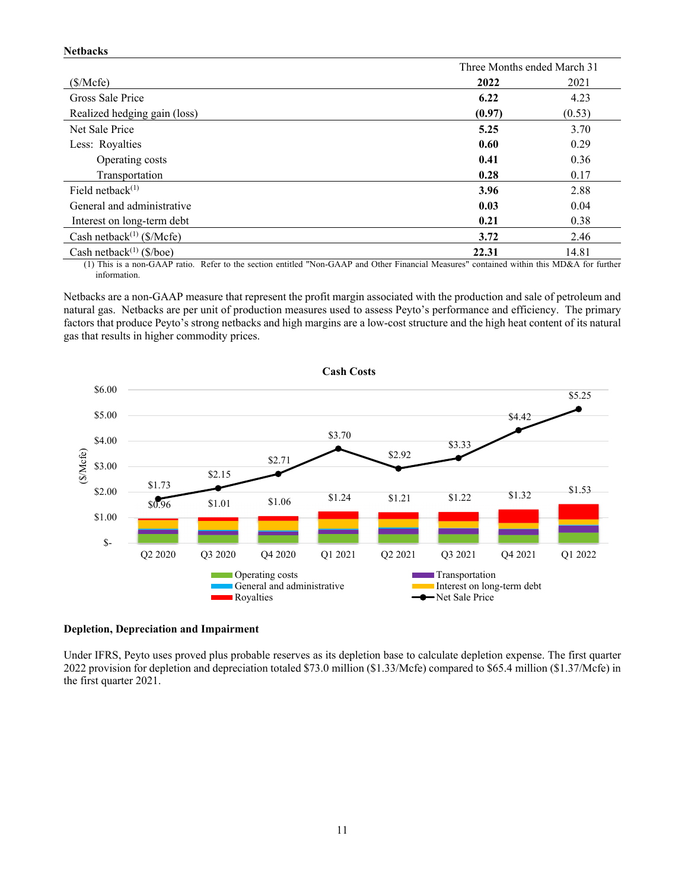**Netbacks**

| ($/Mcfe) | Three Months ended March 31 2022 | 2021 |
|---|---|---|
| Gross Sale Price | **6.22** | 4.23 |
| Realized hedging gain (loss) | **(0.97)** | (0.53) |
| Net Sale Price | **5.25** | 3.70 |
| Less: Royalties | **0.60** | 0.29 |
| Operating costs | **0.41** | 0.36 |
| Transportation | **0.28** | 0.17 |
| Field netback[(1)] | **3.96** | 2.88 |
| General and administrative | **0.03** | 0.04 |
| Interest on long-term debt | **0.21** | 0.38 |
| Cash netback[(1)] ($/Mcfe) | **3.72** | 2.46 |
| Cash netback[(1)] ($/boe) | **22.31** | 14.81 |

(1) This is a non-GAAP ratio. Refer to the section entitled "Non-GAAP and Other Financial Measures" contained within this MD&A for further information.

Netbacks are a non-GAAP measure that represent the profit margin associated with the production and sale of petroleum and natural gas. Netbacks are per unit of production measures used to assess Peyto's performance and efficiency. The primary factors that produce Peyto's strong netbacks and high margins are a low-cost structure and the high heat content of its natural gas that results in higher commodity prices.

**Cash Costs**

| ($/Mcfe) | Q2 2020 | Q3 2020 | Q4 2020 | Q1 2021 | Q2 2021 | Q3 2021 | Q4 2021 | Q1 2022 |
|---|---|---|---|---|---|---|---|---|
| Net Sale Price | $1.73 | $2.15 | $2.71 | $3.70 | $2.92 | $3.33 | $4.42 | $5.25 |
| Cash Costs | $0.96 | $1.01 | $1.06 | $1.24 | $1.21 | $1.22 | $1.32 | $1.53 |

Legend: Operating costs, Transportation, General and administrative, Interest on long-term debt, Royalties, Net Sale Price

**Depletion, Depreciation and Impairment**

Under IFRS, Peyto uses proved plus probable reserves as its depletion base to calculate depletion expense. The first quarter 2022 provision for depletion and depreciation totaled $73.0 million ($1.33/Mcfe) compared to $65.4 million ($1.37/Mcfe) in the first quarter 2021.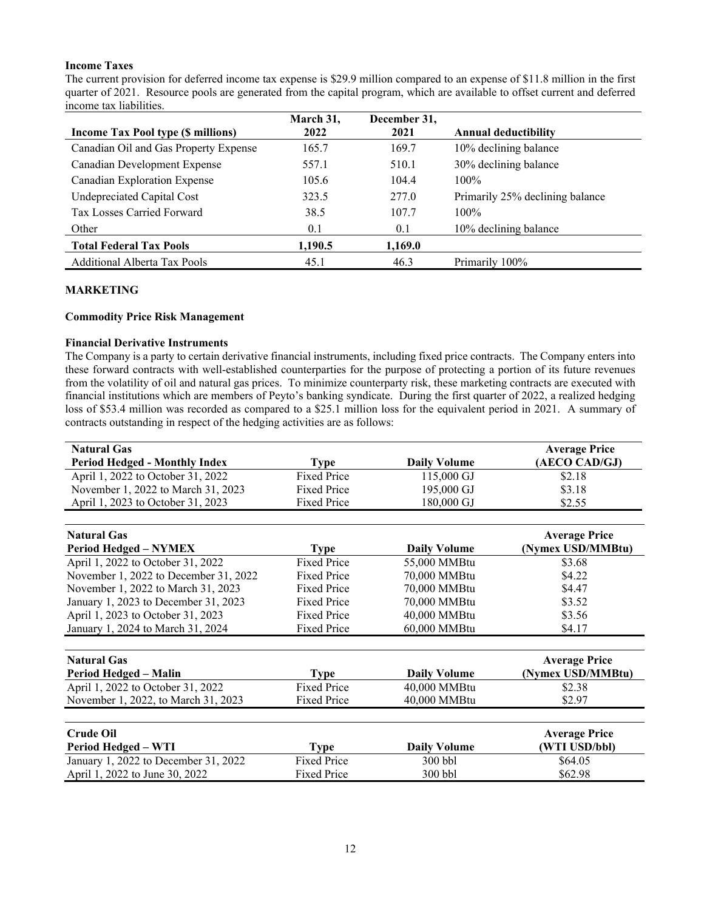**Income Taxes**

The current provision for deferred income tax expense is $29.9 million compared to an expense of $11.8 million in the first quarter of 2021. Resource pools are generated from the capital program, which are available to offset current and deferred income tax liabilities.

| Income Tax Pool type ($ millions) | March 31, 2022 | December 31, 2021 | Annual deductibility |
|---|---|---|---|
| Canadian Oil and Gas Property Expense | 165.7 | 169.7 | 10% declining balance |
| Canadian Development Expense | 557.1 | 510.1 | 30% declining balance |
| Canadian Exploration Expense | 105.6 | 104.4 | 100% |
| Undepreciated Capital Cost | 323.5 | 277.0 | Primarily 25% declining balance |
| Tax Losses Carried Forward | 38.5 | 107.7 | 100% |
| Other | 0.1 | 0.1 | 10% declining balance |
| **Total Federal Tax Pools** | **1,190.5** | **1,169.0** | |
| Additional Alberta Tax Pools | 45.1 | 46.3 | Primarily 100% |

**MARKETING**

**Commodity Price Risk Management**

**Financial Derivative Instruments**

The Company is a party to certain derivative financial instruments, including fixed price contracts. The Company enters into these forward contracts with well-established counterparties for the purpose of protecting a portion of its future revenues from the volatility of oil and natural gas prices. To minimize counterparty risk, these marketing contracts are executed with financial institutions which are members of Peyto's banking syndicate. During the first quarter of 2022, a realized hedging loss of $53.4 million was recorded as compared to a $25.1 million loss for the equivalent period in 2021. A summary of contracts outstanding in respect of the hedging activities are as follows:

| Natural Gas<br>Period Hedged - Monthly Index | Type | Daily Volume | Average Price (AECO CAD/GJ) |
|---|---|---|---|
| April 1, 2022 to October 31, 2022 | Fixed Price | 115,000 GJ | $2.18 |
| November 1, 2022 to March 31, 2023 | Fixed Price | 195,000 GJ | $3.18 |
| April 1, 2023 to October 31, 2023 | Fixed Price | 180,000 GJ | $2.55 |

| Natural Gas<br>Period Hedged – NYMEX | Type | Daily Volume | Average Price (Nymex USD/MMBtu) |
|---|---|---|---|
| April 1, 2022 to October 31, 2022 | Fixed Price | 55,000 MMBtu | $3.68 |
| November 1, 2022 to December 31, 2022 | Fixed Price | 70,000 MMBtu | $4.22 |
| November 1, 2022 to March 31, 2023 | Fixed Price | 70,000 MMBtu | $4.47 |
| January 1, 2023 to December 31, 2023 | Fixed Price | 70,000 MMBtu | $3.52 |
| April 1, 2023 to October 31, 2023 | Fixed Price | 40,000 MMBtu | $3.56 |
| January 1, 2024 to March 31, 2024 | Fixed Price | 60,000 MMBtu | $4.17 |

| Natural Gas<br>Period Hedged – Malin | Type | Daily Volume | Average Price (Nymex USD/MMBtu) |
|---|---|---|---|
| April 1, 2022 to October 31, 2022 | Fixed Price | 40,000 MMBtu | $2.38 |
| November 1, 2022, to March 31, 2023 | Fixed Price | 40,000 MMBtu | $2.97 |

| Crude Oil<br>Period Hedged – WTI | Type | Daily Volume | Average Price (WTI USD/bbl) |
|---|---|---|---|
| January 1, 2022 to December 31, 2022 | Fixed Price | 300 bbl | $64.05 |
| April 1, 2022 to June 30, 2022 | Fixed Price | 300 bbl | $62.98 |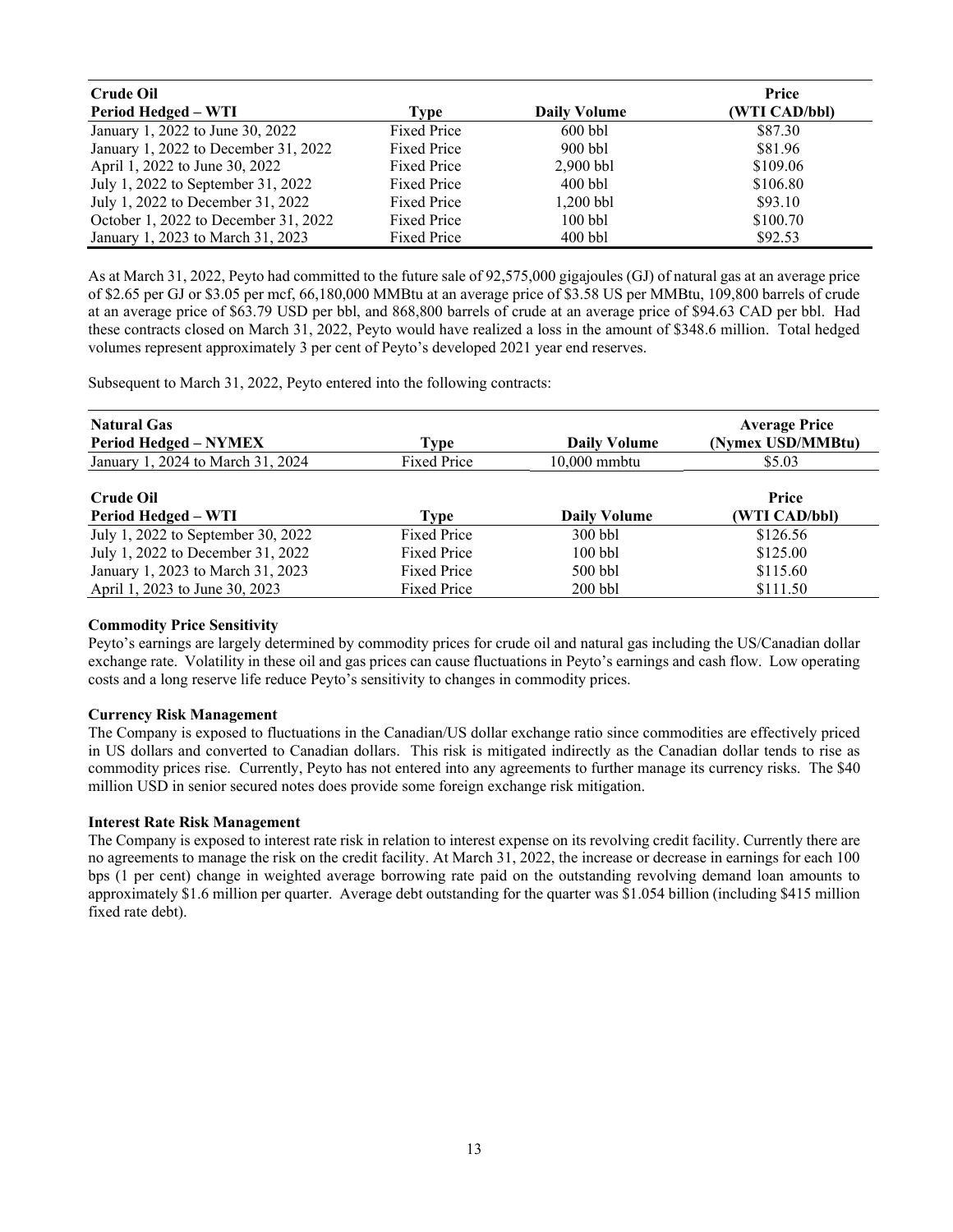| Crude Oil<br>Period Hedged – WTI | Type | Daily Volume | Price<br>(WTI CAD/bbl) |
|---|---|---|---|
| January 1, 2022 to June 30, 2022 | Fixed Price | 600 bbl | $87.30 |
| January 1, 2022 to December 31, 2022 | Fixed Price | 900 bbl | $81.96 |
| April 1, 2022 to June 30, 2022 | Fixed Price | 2,900 bbl | $109.06 |
| July 1, 2022 to September 31, 2022 | Fixed Price | 400 bbl | $106.80 |
| July 1, 2022 to December 31, 2022 | Fixed Price | 1,200 bbl | $93.10 |
| October 1, 2022 to December 31, 2022 | Fixed Price | 100 bbl | $100.70 |
| January 1, 2023 to March 31, 2023 | Fixed Price | 400 bbl | $92.53 |

As at March 31, 2022, Peyto had committed to the future sale of 92,575,000 gigajoules (GJ) of natural gas at an average price of $2.65 per GJ or $3.05 per mcf, 66,180,000 MMBtu at an average price of $3.58 US per MMBtu, 109,800 barrels of crude at an average price of $63.79 USD per bbl, and 868,800 barrels of crude at an average price of $94.63 CAD per bbl. Had these contracts closed on March 31, 2022, Peyto would have realized a loss in the amount of $348.6 million. Total hedged volumes represent approximately 3 per cent of Peyto's developed 2021 year end reserves.

Subsequent to March 31, 2022, Peyto entered into the following contracts:

| Natural Gas<br>Period Hedged – NYMEX | Type | Daily Volume | Average Price<br>(Nymex USD/MMBtu) |
|---|---|---|---|
| January 1, 2024 to March 31, 2024 | Fixed Price | 10,000 mmbtu | $5.03 |

| Crude Oil<br>Period Hedged – WTI | Type | Daily Volume | Price<br>(WTI CAD/bbl) |
|---|---|---|---|
| July 1, 2022 to September 30, 2022 | Fixed Price | 300 bbl | $126.56 |
| July 1, 2022 to December 31, 2022 | Fixed Price | 100 bbl | $125.00 |
| January 1, 2023 to March 31, 2023 | Fixed Price | 500 bbl | $115.60 |
| April 1, 2023 to June 30, 2023 | Fixed Price | 200 bbl | $111.50 |

**Commodity Price Sensitivity**

Peyto's earnings are largely determined by commodity prices for crude oil and natural gas including the US/Canadian dollar exchange rate. Volatility in these oil and gas prices can cause fluctuations in Peyto's earnings and cash flow. Low operating costs and a long reserve life reduce Peyto's sensitivity to changes in commodity prices.

**Currency Risk Management**

The Company is exposed to fluctuations in the Canadian/US dollar exchange ratio since commodities are effectively priced in US dollars and converted to Canadian dollars. This risk is mitigated indirectly as the Canadian dollar tends to rise as commodity prices rise. Currently, Peyto has not entered into any agreements to further manage its currency risks. The $40 million USD in senior secured notes does provide some foreign exchange risk mitigation.

**Interest Rate Risk Management**

The Company is exposed to interest rate risk in relation to interest expense on its revolving credit facility. Currently there are no agreements to manage the risk on the credit facility. At March 31, 2022, the increase or decrease in earnings for each 100 bps (1 per cent) change in weighted average borrowing rate paid on the outstanding revolving demand loan amounts to approximately $1.6 million per quarter. Average debt outstanding for the quarter was $1.054 billion (including $415 million fixed rate debt).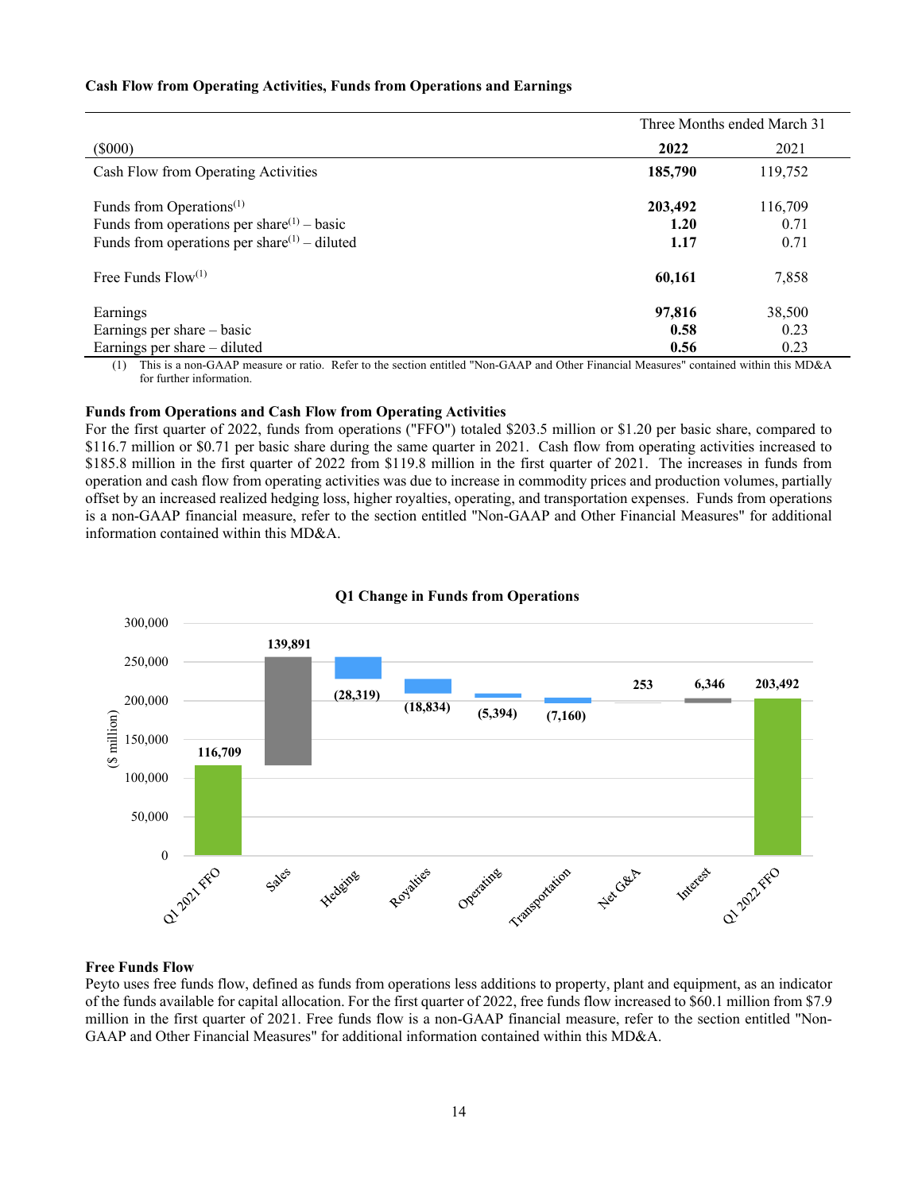**Cash Flow from Operating Activities, Funds from Operations and Earnings**

| | Three Months ended March 31 | |
|---|---|---|
| ($000) | **2022** | 2021 |
| Cash Flow from Operating Activities | **185,790** | 119,752 |
| | | |
| Funds from Operations(1) | **203,492** | 116,709 |
| Funds from operations per share(1) – basic | **1.20** | 0.71 |
| Funds from operations per share(1) – diluted | **1.17** | 0.71 |
| | | |
| Free Funds Flow(1) | **60,161** | 7,858 |
| | | |
| Earnings | **97,816** | 38,500 |
| Earnings per share – basic | **0.58** | 0.23 |
| Earnings per share – diluted | **0.56** | 0.23 |

(1) This is a non-GAAP measure or ratio. Refer to the section entitled "Non-GAAP and Other Financial Measures" contained within this MD&A for further information.

**Funds from Operations and Cash Flow from Operating Activities**

For the first quarter of 2022, funds from operations ("FFO") totaled $203.5 million or $1.20 per basic share, compared to $116.7 million or $0.71 per basic share during the same quarter in 2021. Cash flow from operating activities increased to $185.8 million in the first quarter of 2022 from $119.8 million in the first quarter of 2021. The increases in funds from operation and cash flow from operating activities was due to increase in commodity prices and production volumes, partially offset by an increased realized hedging loss, higher royalties, operating, and transportation expenses. Funds from operations is a non-GAAP financial measure, refer to the section entitled "Non-GAAP and Other Financial Measures" for additional information contained within this MD&A.

**Q1 Change in Funds from Operations**

| ($ million) | |
|---|---|
| Q1 2021 FFO | 116,709 |
| Sales | 139,891 |
| Hedging | (28,319) |
| Royalties | (18,834) |
| Operating | (5,394) |
| Transportation | (7,160) |
| Net G&A | 253 |
| Interest | 6,346 |
| Q1 2022 FFO | 203,492 |

**Free Funds Flow**

Peyto uses free funds flow, defined as funds from operations less additions to property, plant and equipment, as an indicator of the funds available for capital allocation. For the first quarter of 2022, free funds flow increased to $60.1 million from $7.9 million in the first quarter of 2021. Free funds flow is a non-GAAP financial measure, refer to the section entitled "Non-GAAP and Other Financial Measures" for additional information contained within this MD&A.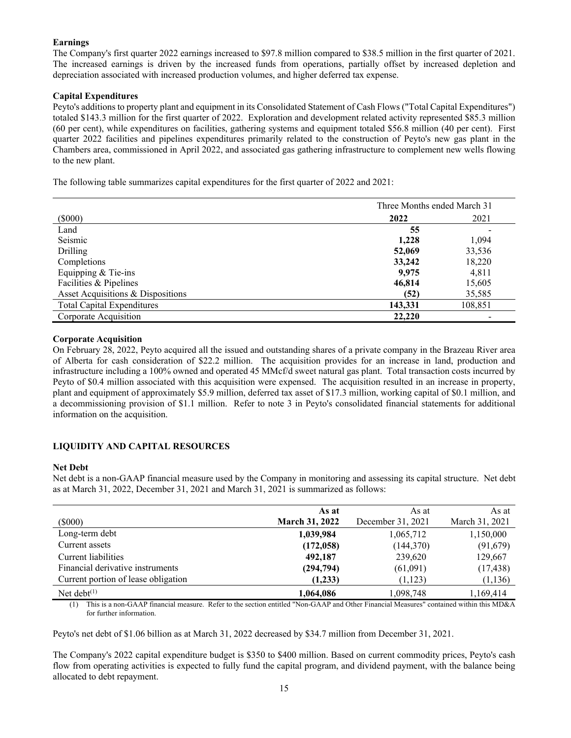**Earnings**

The Company's first quarter 2022 earnings increased to $97.8 million compared to $38.5 million in the first quarter of 2021. The increased earnings is driven by the increased funds from operations, partially offset by increased depletion and depreciation associated with increased production volumes, and higher deferred tax expense.

**Capital Expenditures**

Peyto's additions to property plant and equipment in its Consolidated Statement of Cash Flows ("Total Capital Expenditures") totaled $143.3 million for the first quarter of 2022. Exploration and development related activity represented $85.3 million (60 per cent), while expenditures on facilities, gathering systems and equipment totaled $56.8 million (40 per cent). First quarter 2022 facilities and pipelines expenditures primarily related to the construction of Peyto's new gas plant in the Chambers area, commissioned in April 2022, and associated gas gathering infrastructure to complement new wells flowing to the new plant.

The following table summarizes capital expenditures for the first quarter of 2022 and 2021:

| | Three Months ended March 31 | |
|---|---|---|
| ($000) | **2022** | 2021 |
| Land | **55** | - |
| Seismic | **1,228** | 1,094 |
| Drilling | **52,069** | 33,536 |
| Completions | **33,242** | 18,220 |
| Equipping & Tie-ins | **9,975** | 4,811 |
| Facilities & Pipelines | **46,814** | 15,605 |
| Asset Acquisitions & Dispositions | **(52)** | 35,585 |
| Total Capital Expenditures | **143,331** | 108,851 |
| Corporate Acquisition | **22,220** | - |

**Corporate Acquisition**

On February 28, 2022, Peyto acquired all the issued and outstanding shares of a private company in the Brazeau River area of Alberta for cash consideration of $22.2 million. The acquisition provides for an increase in land, production and infrastructure including a 100% owned and operated 45 MMcf/d sweet natural gas plant. Total transaction costs incurred by Peyto of $0.4 million associated with this acquisition were expensed. The acquisition resulted in an increase in property, plant and equipment of approximately $5.9 million, deferred tax asset of $17.3 million, working capital of $0.1 million, and a decommissioning provision of $1.1 million. Refer to note 3 in Peyto's consolidated financial statements for additional information on the acquisition.

## LIQUIDITY AND CAPITAL RESOURCES

**Net Debt**

Net debt is a non-GAAP financial measure used by the Company in monitoring and assessing its capital structure. Net debt as at March 31, 2022, December 31, 2021 and March 31, 2021 is summarized as follows:

| ($000) | **As at March 31, 2022** | As at December 31, 2021 | As at March 31, 2021 |
|---|---|---|---|
| Long-term debt | **1,039,984** | 1,065,712 | 1,150,000 |
| Current assets | **(172,058)** | (144,370) | (91,679) |
| Current liabilities | **492,187** | 239,620 | 129,667 |
| Financial derivative instruments | **(294,794)** | (61,091) | (17,438) |
| Current portion of lease obligation | **(1,233)** | (1,123) | (1,136) |
| Net debt[(1)] | **1,064,086** | 1,098,748 | 1,169,414 |

(1) This is a non-GAAP financial measure. Refer to the section entitled "Non-GAAP and Other Financial Measures" contained within this MD&A for further information.

Peyto's net debt of $1.06 billion as at March 31, 2022 decreased by $34.7 million from December 31, 2021.

The Company's 2022 capital expenditure budget is $350 to $400 million. Based on current commodity prices, Peyto's cash flow from operating activities is expected to fully fund the capital program, and dividend payment, with the balance being allocated to debt repayment.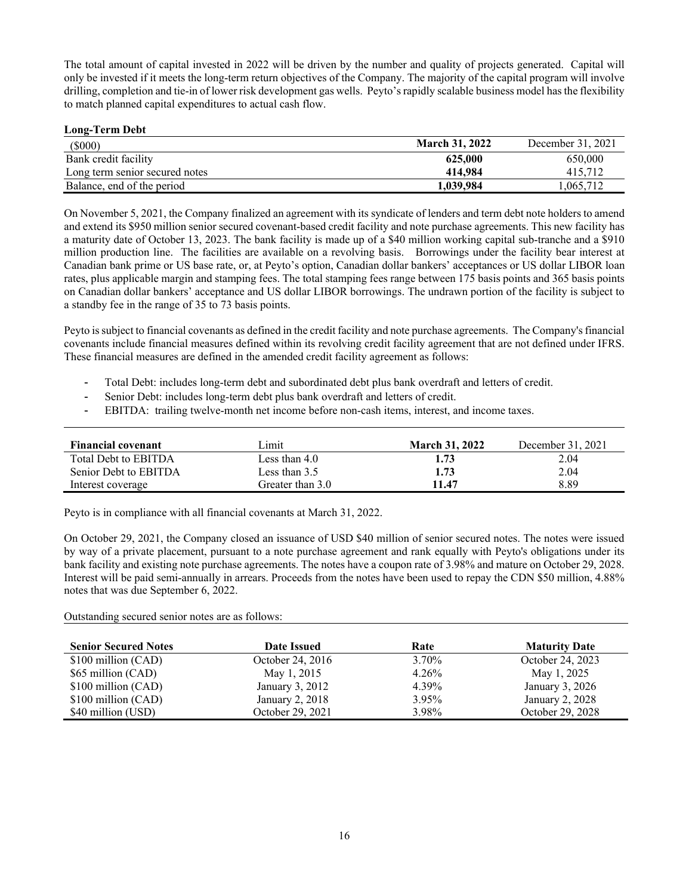The total amount of capital invested in 2022 will be driven by the number and quality of projects generated. Capital will only be invested if it meets the long-term return objectives of the Company. The majority of the capital program will involve drilling, completion and tie-in of lower risk development gas wells. Peyto's rapidly scalable business model has the flexibility to match planned capital expenditures to actual cash flow.

**Long-Term Debt**

| ($000) | **March 31, 2022** | December 31, 2021 |
|---|---|---|
| Bank credit facility | **625,000** | 650,000 |
| Long term senior secured notes | **414,984** | 415,712 |
| Balance, end of the period | **1,039,984** | 1,065,712 |

On November 5, 2021, the Company finalized an agreement with its syndicate of lenders and term debt note holders to amend and extend its $950 million senior secured covenant-based credit facility and note purchase agreements. This new facility has a maturity date of October 13, 2023. The bank facility is made up of a $40 million working capital sub-tranche and a $910 million production line. The facilities are available on a revolving basis. Borrowings under the facility bear interest at Canadian bank prime or US base rate, or, at Peyto's option, Canadian dollar bankers' acceptances or US dollar LIBOR loan rates, plus applicable margin and stamping fees. The total stamping fees range between 175 basis points and 365 basis points on Canadian dollar bankers' acceptance and US dollar LIBOR borrowings. The undrawn portion of the facility is subject to a standby fee in the range of 35 to 73 basis points.

Peyto is subject to financial covenants as defined in the credit facility and note purchase agreements. The Company's financial covenants include financial measures defined within its revolving credit facility agreement that are not defined under IFRS. These financial measures are defined in the amended credit facility agreement as follows:

- Total Debt: includes long-term debt and subordinated debt plus bank overdraft and letters of credit.
- Senior Debt: includes long-term debt plus bank overdraft and letters of credit.
- EBITDA: trailing twelve-month net income before non-cash items, interest, and income taxes.

| **Financial covenant** | Limit | **March 31, 2022** | December 31, 2021 |
|---|---|---|---|
| Total Debt to EBITDA | Less than 4.0 | **1.73** | 2.04 |
| Senior Debt to EBITDA | Less than 3.5 | **1.73** | 2.04 |
| Interest coverage | Greater than 3.0 | **11.47** | 8.89 |

Peyto is in compliance with all financial covenants at March 31, 2022.

On October 29, 2021, the Company closed an issuance of USD $40 million of senior secured notes. The notes were issued by way of a private placement, pursuant to a note purchase agreement and rank equally with Peyto's obligations under its bank facility and existing note purchase agreements. The notes have a coupon rate of 3.98% and mature on October 29, 2028. Interest will be paid semi-annually in arrears. Proceeds from the notes have been used to repay the CDN $50 million, 4.88% notes that was due September 6, 2022.

Outstanding secured senior notes are as follows:

| **Senior Secured Notes** | **Date Issued** | **Rate** | **Maturity Date** |
|---|---|---|---|
| $100 million (CAD) | October 24, 2016 | 3.70% | October 24, 2023 |
| $65 million (CAD) | May 1, 2015 | 4.26% | May 1, 2025 |
| $100 million (CAD) | January 3, 2012 | 4.39% | January 3, 2026 |
| $100 million (CAD) | January 2, 2018 | 3.95% | January 2, 2028 |
| $40 million (USD) | October 29, 2021 | 3.98% | October 29, 2028 |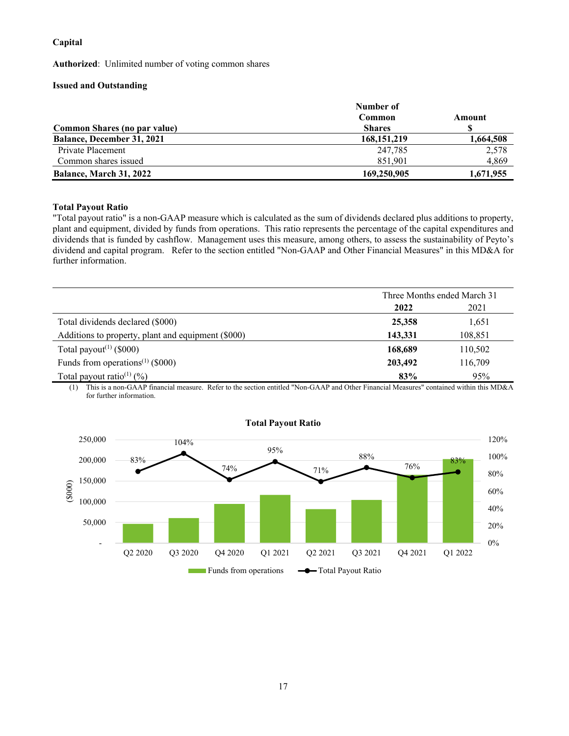### Capital

**Authorized**: Unlimited number of voting common shares

**Issued and Outstanding**

| Common Shares (no par value) | Number of Common Shares | Amount $ |
|---|---|---|
| **Balance, December 31, 2021** | **168,151,219** | **1,664,508** |
| Private Placement | 247,785 | 2,578 |
| Common shares issued | 851,901 | 4,869 |
| **Balance, March 31, 2022** | **169,250,905** | **1,671,955** |

### Total Payout Ratio

"Total payout ratio" is a non-GAAP measure which is calculated as the sum of dividends declared plus additions to property, plant and equipment, divided by funds from operations. This ratio represents the percentage of the capital expenditures and dividends that is funded by cashflow. Management uses this measure, among others, to assess the sustainability of Peyto's dividend and capital program. Refer to the section entitled "Non-GAAP and Other Financial Measures" in this MD&A for further information.

| | Three Months ended March 31 | |
|---|---|---|
| | **2022** | 2021 |
| Total dividends declared ($000) | **25,358** | 1,651 |
| Additions to property, plant and equipment ($000) | **143,331** | 108,851 |
| Total payout[(1)] ($000) | **168,689** | 110,502 |
| Funds from operations[(1)] ($000) | **203,492** | 116,709 |
| Total payout ratio[(1)] (%) | **83%** | 95% |

(1) This is a non-GAAP financial measure. Refer to the section entitled "Non-GAAP and Other Financial Measures" contained within this MD&A for further information.

**Total Payout Ratio**

| | Q2 2020 | Q3 2020 | Q4 2020 | Q1 2021 | Q2 2021 | Q3 2021 | Q4 2021 | Q1 2022 |
|---|---|---|---|---|---|---|---|---|
| Total Payout Ratio | 83% | 104% | 74% | 95% | 71% | 88% | 76% | 83% |

Funds from operations ($000) — Total Payout Ratio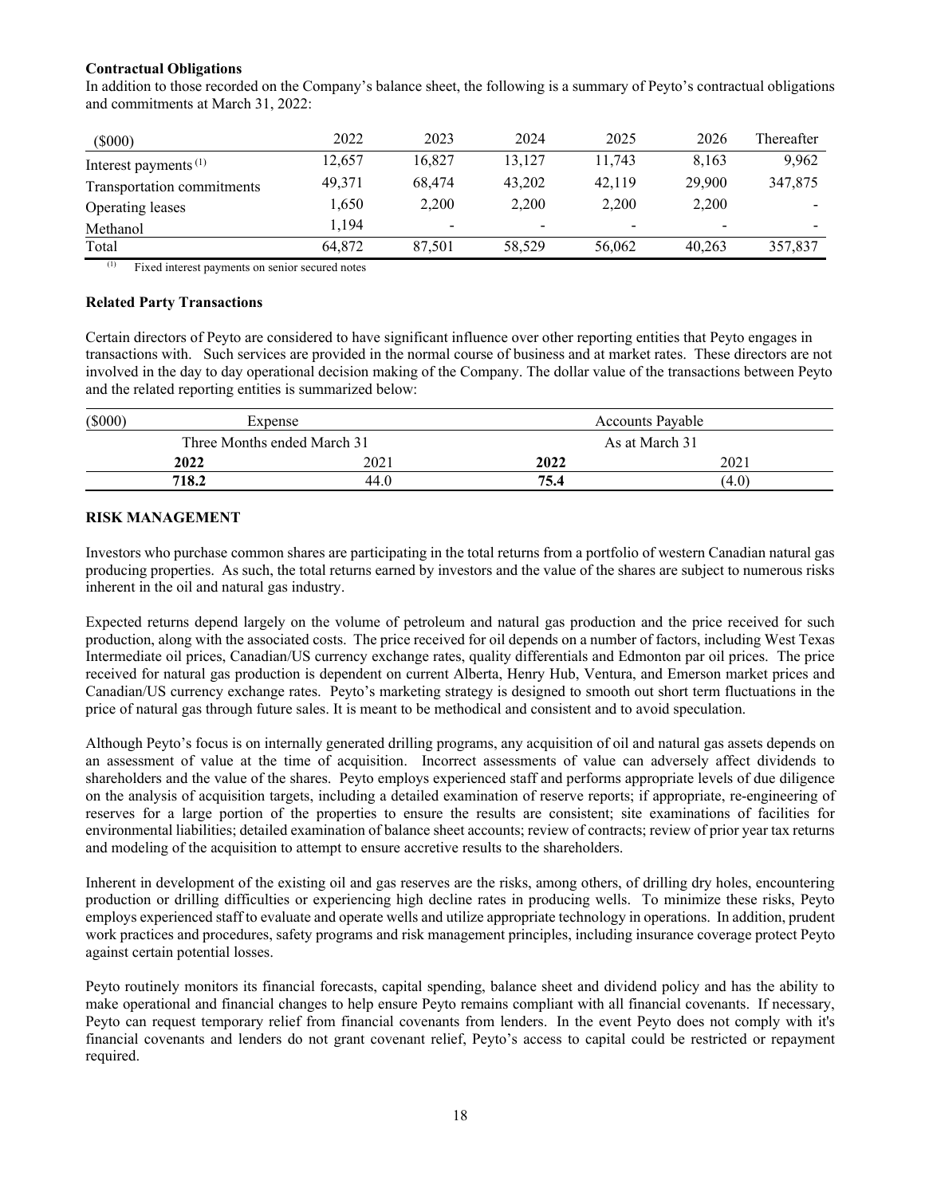**Contractual Obligations**

In addition to those recorded on the Company's balance sheet, the following is a summary of Peyto's contractual obligations and commitments at March 31, 2022:

| ($000) | 2022 | 2023 | 2024 | 2025 | 2026 | Thereafter |
|---|---|---|---|---|---|---|
| Interest payments [(1)] | 12,657 | 16,827 | 13,127 | 11,743 | 8,163 | 9,962 |
| Transportation commitments | 49,371 | 68,474 | 43,202 | 42,119 | 29,900 | 347,875 |
| Operating leases | 1,650 | 2,200 | 2,200 | 2,200 | 2,200 | - |
| Methanol | 1,194 | - | - | - | - | - |
| Total | 64,872 | 87,501 | 58,529 | 56,062 | 40,263 | 357,837 |

[(1)] Fixed interest payments on senior secured notes

**Related Party Transactions**

Certain directors of Peyto are considered to have significant influence over other reporting entities that Peyto engages in transactions with. Such services are provided in the normal course of business and at market rates. These directors are not involved in the day to day operational decision making of the Company. The dollar value of the transactions between Peyto and the related reporting entities is summarized below:

| ($000) | Expense | | Accounts Payable | |
|---|---|---|---|---|
| | Three Months ended March 31 | | As at March 31 | |
| | **2022** | 2021 | **2022** | 2021 |
| | **718.2** | 44.0 | **75.4** | (4.0) |

**RISK MANAGEMENT**

Investors who purchase common shares are participating in the total returns from a portfolio of western Canadian natural gas producing properties. As such, the total returns earned by investors and the value of the shares are subject to numerous risks inherent in the oil and natural gas industry.

Expected returns depend largely on the volume of petroleum and natural gas production and the price received for such production, along with the associated costs. The price received for oil depends on a number of factors, including West Texas Intermediate oil prices, Canadian/US currency exchange rates, quality differentials and Edmonton par oil prices. The price received for natural gas production is dependent on current Alberta, Henry Hub, Ventura, and Emerson market prices and Canadian/US currency exchange rates. Peyto's marketing strategy is designed to smooth out short term fluctuations in the price of natural gas through future sales. It is meant to be methodical and consistent and to avoid speculation.

Although Peyto's focus is on internally generated drilling programs, any acquisition of oil and natural gas assets depends on an assessment of value at the time of acquisition. Incorrect assessments of value can adversely affect dividends to shareholders and the value of the shares. Peyto employs experienced staff and performs appropriate levels of due diligence on the analysis of acquisition targets, including a detailed examination of reserve reports; if appropriate, re-engineering of reserves for a large portion of the properties to ensure the results are consistent; site examinations of facilities for environmental liabilities; detailed examination of balance sheet accounts; review of contracts; review of prior year tax returns and modeling of the acquisition to attempt to ensure accretive results to the shareholders.

Inherent in development of the existing oil and gas reserves are the risks, among others, of drilling dry holes, encountering production or drilling difficulties or experiencing high decline rates in producing wells. To minimize these risks, Peyto employs experienced staff to evaluate and operate wells and utilize appropriate technology in operations. In addition, prudent work practices and procedures, safety programs and risk management principles, including insurance coverage protect Peyto against certain potential losses.

Peyto routinely monitors its financial forecasts, capital spending, balance sheet and dividend policy and has the ability to make operational and financial changes to help ensure Peyto remains compliant with all financial covenants. If necessary, Peyto can request temporary relief from financial covenants from lenders. In the event Peyto does not comply with it's financial covenants and lenders do not grant covenant relief, Peyto's access to capital could be restricted or repayment required.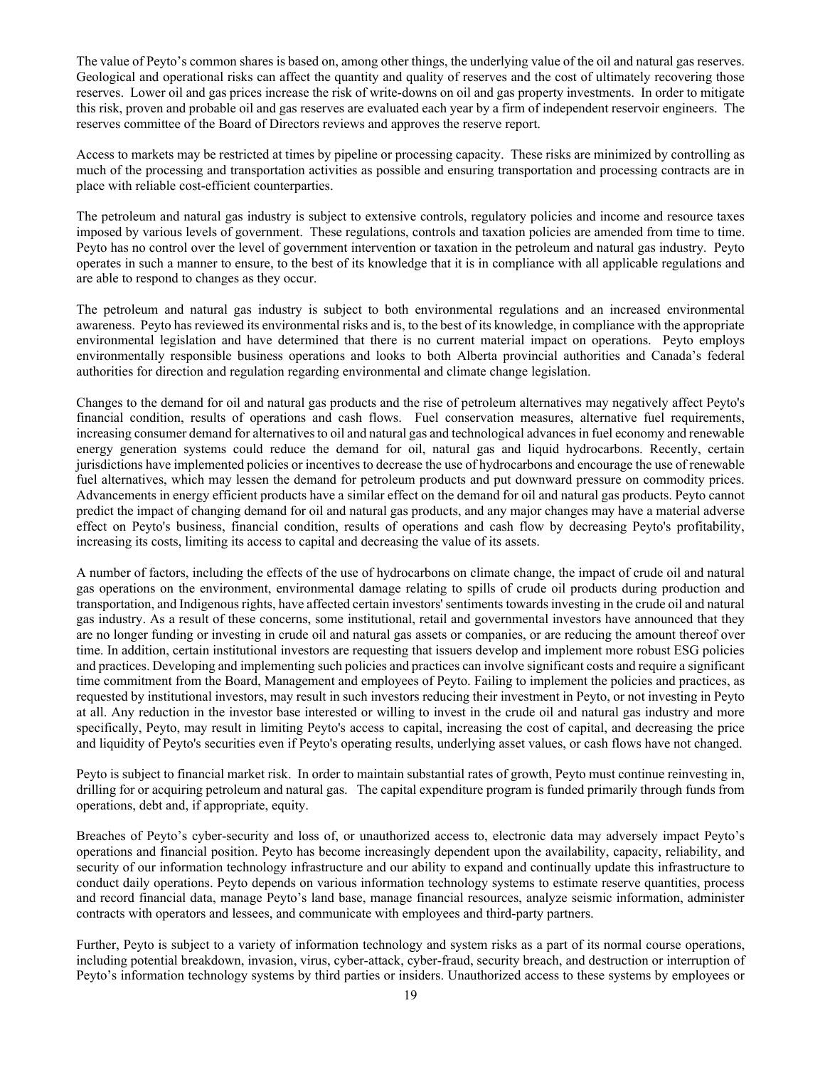The value of Peyto's common shares is based on, among other things, the underlying value of the oil and natural gas reserves. Geological and operational risks can affect the quantity and quality of reserves and the cost of ultimately recovering those reserves. Lower oil and gas prices increase the risk of write-downs on oil and gas property investments. In order to mitigate this risk, proven and probable oil and gas reserves are evaluated each year by a firm of independent reservoir engineers. The reserves committee of the Board of Directors reviews and approves the reserve report.

Access to markets may be restricted at times by pipeline or processing capacity. These risks are minimized by controlling as much of the processing and transportation activities as possible and ensuring transportation and processing contracts are in place with reliable cost-efficient counterparties.

The petroleum and natural gas industry is subject to extensive controls, regulatory policies and income and resource taxes imposed by various levels of government. These regulations, controls and taxation policies are amended from time to time. Peyto has no control over the level of government intervention or taxation in the petroleum and natural gas industry. Peyto operates in such a manner to ensure, to the best of its knowledge that it is in compliance with all applicable regulations and are able to respond to changes as they occur.

The petroleum and natural gas industry is subject to both environmental regulations and an increased environmental awareness. Peyto has reviewed its environmental risks and is, to the best of its knowledge, in compliance with the appropriate environmental legislation and have determined that there is no current material impact on operations. Peyto employs environmentally responsible business operations and looks to both Alberta provincial authorities and Canada's federal authorities for direction and regulation regarding environmental and climate change legislation.

Changes to the demand for oil and natural gas products and the rise of petroleum alternatives may negatively affect Peyto's financial condition, results of operations and cash flows. Fuel conservation measures, alternative fuel requirements, increasing consumer demand for alternatives to oil and natural gas and technological advances in fuel economy and renewable energy generation systems could reduce the demand for oil, natural gas and liquid hydrocarbons. Recently, certain jurisdictions have implemented policies or incentives to decrease the use of hydrocarbons and encourage the use of renewable fuel alternatives, which may lessen the demand for petroleum products and put downward pressure on commodity prices. Advancements in energy efficient products have a similar effect on the demand for oil and natural gas products. Peyto cannot predict the impact of changing demand for oil and natural gas products, and any major changes may have a material adverse effect on Peyto's business, financial condition, results of operations and cash flow by decreasing Peyto's profitability, increasing its costs, limiting its access to capital and decreasing the value of its assets.

A number of factors, including the effects of the use of hydrocarbons on climate change, the impact of crude oil and natural gas operations on the environment, environmental damage relating to spills of crude oil products during production and transportation, and Indigenous rights, have affected certain investors' sentiments towards investing in the crude oil and natural gas industry. As a result of these concerns, some institutional, retail and governmental investors have announced that they are no longer funding or investing in crude oil and natural gas assets or companies, or are reducing the amount thereof over time. In addition, certain institutional investors are requesting that issuers develop and implement more robust ESG policies and practices. Developing and implementing such policies and practices can involve significant costs and require a significant time commitment from the Board, Management and employees of Peyto. Failing to implement the policies and practices, as requested by institutional investors, may result in such investors reducing their investment in Peyto, or not investing in Peyto at all. Any reduction in the investor base interested or willing to invest in the crude oil and natural gas industry and more specifically, Peyto, may result in limiting Peyto's access to capital, increasing the cost of capital, and decreasing the price and liquidity of Peyto's securities even if Peyto's operating results, underlying asset values, or cash flows have not changed.

Peyto is subject to financial market risk. In order to maintain substantial rates of growth, Peyto must continue reinvesting in, drilling for or acquiring petroleum and natural gas. The capital expenditure program is funded primarily through funds from operations, debt and, if appropriate, equity.

Breaches of Peyto's cyber-security and loss of, or unauthorized access to, electronic data may adversely impact Peyto's operations and financial position. Peyto has become increasingly dependent upon the availability, capacity, reliability, and security of our information technology infrastructure and our ability to expand and continually update this infrastructure to conduct daily operations. Peyto depends on various information technology systems to estimate reserve quantities, process and record financial data, manage Peyto's land base, manage financial resources, analyze seismic information, administer contracts with operators and lessees, and communicate with employees and third-party partners.

Further, Peyto is subject to a variety of information technology and system risks as a part of its normal course operations, including potential breakdown, invasion, virus, cyber-attack, cyber-fraud, security breach, and destruction or interruption of Peyto's information technology systems by third parties or insiders. Unauthorized access to these systems by employees or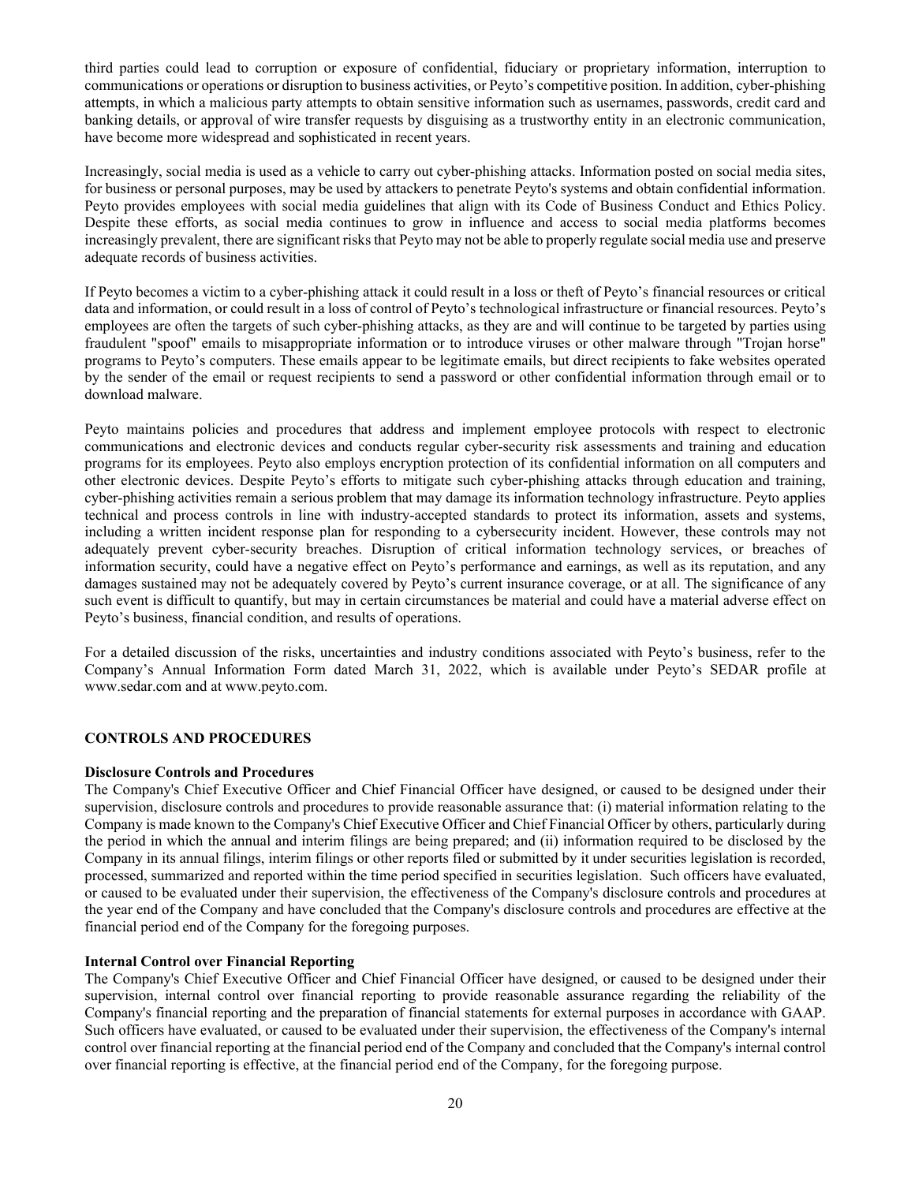third parties could lead to corruption or exposure of confidential, fiduciary or proprietary information, interruption to communications or operations or disruption to business activities, or Peyto's competitive position. In addition, cyber-phishing attempts, in which a malicious party attempts to obtain sensitive information such as usernames, passwords, credit card and banking details, or approval of wire transfer requests by disguising as a trustworthy entity in an electronic communication, have become more widespread and sophisticated in recent years.

Increasingly, social media is used as a vehicle to carry out cyber-phishing attacks. Information posted on social media sites, for business or personal purposes, may be used by attackers to penetrate Peyto's systems and obtain confidential information. Peyto provides employees with social media guidelines that align with its Code of Business Conduct and Ethics Policy. Despite these efforts, as social media continues to grow in influence and access to social media platforms becomes increasingly prevalent, there are significant risks that Peyto may not be able to properly regulate social media use and preserve adequate records of business activities.

If Peyto becomes a victim to a cyber-phishing attack it could result in a loss or theft of Peyto's financial resources or critical data and information, or could result in a loss of control of Peyto's technological infrastructure or financial resources. Peyto's employees are often the targets of such cyber-phishing attacks, as they are and will continue to be targeted by parties using fraudulent "spoof" emails to misappropriate information or to introduce viruses or other malware through "Trojan horse" programs to Peyto's computers. These emails appear to be legitimate emails, but direct recipients to fake websites operated by the sender of the email or request recipients to send a password or other confidential information through email or to download malware.

Peyto maintains policies and procedures that address and implement employee protocols with respect to electronic communications and electronic devices and conducts regular cyber-security risk assessments and training and education programs for its employees. Peyto also employs encryption protection of its confidential information on all computers and other electronic devices. Despite Peyto's efforts to mitigate such cyber-phishing attacks through education and training, cyber-phishing activities remain a serious problem that may damage its information technology infrastructure. Peyto applies technical and process controls in line with industry-accepted standards to protect its information, assets and systems, including a written incident response plan for responding to a cybersecurity incident. However, these controls may not adequately prevent cyber-security breaches. Disruption of critical information technology services, or breaches of information security, could have a negative effect on Peyto's performance and earnings, as well as its reputation, and any damages sustained may not be adequately covered by Peyto's current insurance coverage, or at all. The significance of any such event is difficult to quantify, but may in certain circumstances be material and could have a material adverse effect on Peyto's business, financial condition, and results of operations.

For a detailed discussion of the risks, uncertainties and industry conditions associated with Peyto's business, refer to the Company's Annual Information Form dated March 31, 2022, which is available under Peyto's SEDAR profile at www.sedar.com and at www.peyto.com.

## CONTROLS AND PROCEDURES

### Disclosure Controls and Procedures

The Company's Chief Executive Officer and Chief Financial Officer have designed, or caused to be designed under their supervision, disclosure controls and procedures to provide reasonable assurance that: (i) material information relating to the Company is made known to the Company's Chief Executive Officer and Chief Financial Officer by others, particularly during the period in which the annual and interim filings are being prepared; and (ii) information required to be disclosed by the Company in its annual filings, interim filings or other reports filed or submitted by it under securities legislation is recorded, processed, summarized and reported within the time period specified in securities legislation. Such officers have evaluated, or caused to be evaluated under their supervision, the effectiveness of the Company's disclosure controls and procedures at the year end of the Company and have concluded that the Company's disclosure controls and procedures are effective at the financial period end of the Company for the foregoing purposes.

### Internal Control over Financial Reporting

The Company's Chief Executive Officer and Chief Financial Officer have designed, or caused to be designed under their supervision, internal control over financial reporting to provide reasonable assurance regarding the reliability of the Company's financial reporting and the preparation of financial statements for external purposes in accordance with GAAP. Such officers have evaluated, or caused to be evaluated under their supervision, the effectiveness of the Company's internal control over financial reporting at the financial period end of the Company and concluded that the Company's internal control over financial reporting is effective, at the financial period end of the Company, for the foregoing purpose.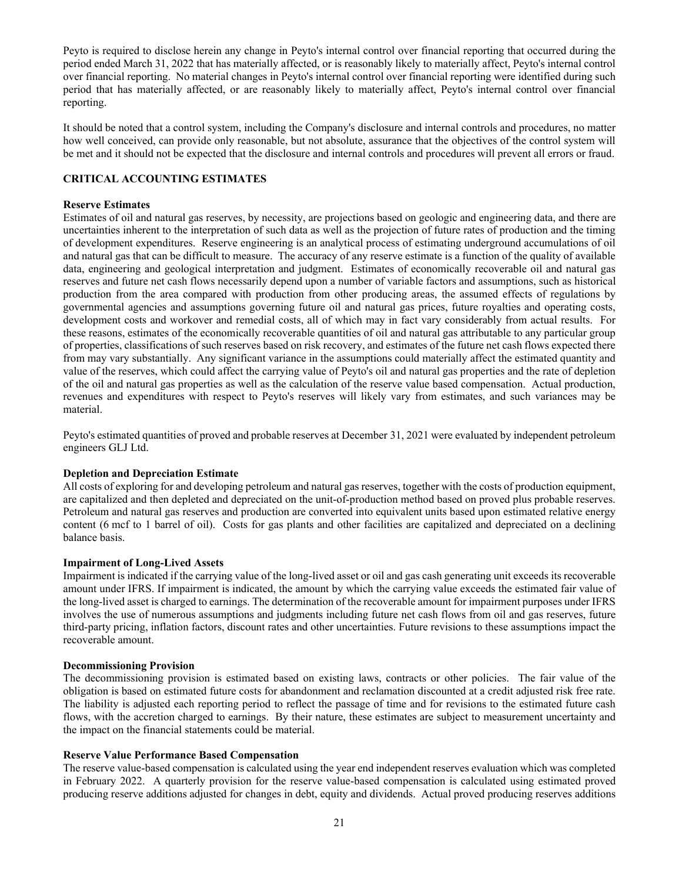Peyto is required to disclose herein any change in Peyto's internal control over financial reporting that occurred during the period ended March 31, 2022 that has materially affected, or is reasonably likely to materially affect, Peyto's internal control over financial reporting. No material changes in Peyto's internal control over financial reporting were identified during such period that has materially affected, or are reasonably likely to materially affect, Peyto's internal control over financial reporting.

It should be noted that a control system, including the Company's disclosure and internal controls and procedures, no matter how well conceived, can provide only reasonable, but not absolute, assurance that the objectives of the control system will be met and it should not be expected that the disclosure and internal controls and procedures will prevent all errors or fraud.

## CRITICAL ACCOUNTING ESTIMATES

**Reserve Estimates**

Estimates of oil and natural gas reserves, by necessity, are projections based on geologic and engineering data, and there are uncertainties inherent to the interpretation of such data as well as the projection of future rates of production and the timing of development expenditures. Reserve engineering is an analytical process of estimating underground accumulations of oil and natural gas that can be difficult to measure. The accuracy of any reserve estimate is a function of the quality of available data, engineering and geological interpretation and judgment. Estimates of economically recoverable oil and natural gas reserves and future net cash flows necessarily depend upon a number of variable factors and assumptions, such as historical production from the area compared with production from other producing areas, the assumed effects of regulations by governmental agencies and assumptions governing future oil and natural gas prices, future royalties and operating costs, development costs and workover and remedial costs, all of which may in fact vary considerably from actual results. For these reasons, estimates of the economically recoverable quantities of oil and natural gas attributable to any particular group of properties, classifications of such reserves based on risk recovery, and estimates of the future net cash flows expected there from may vary substantially. Any significant variance in the assumptions could materially affect the estimated quantity and value of the reserves, which could affect the carrying value of Peyto's oil and natural gas properties and the rate of depletion of the oil and natural gas properties as well as the calculation of the reserve value based compensation. Actual production, revenues and expenditures with respect to Peyto's reserves will likely vary from estimates, and such variances may be material.

Peyto's estimated quantities of proved and probable reserves at December 31, 2021 were evaluated by independent petroleum engineers GLJ Ltd.

**Depletion and Depreciation Estimate**

All costs of exploring for and developing petroleum and natural gas reserves, together with the costs of production equipment, are capitalized and then depleted and depreciated on the unit-of-production method based on proved plus probable reserves. Petroleum and natural gas reserves and production are converted into equivalent units based upon estimated relative energy content (6 mcf to 1 barrel of oil). Costs for gas plants and other facilities are capitalized and depreciated on a declining balance basis.

**Impairment of Long-Lived Assets**

Impairment is indicated if the carrying value of the long-lived asset or oil and gas cash generating unit exceeds its recoverable amount under IFRS. If impairment is indicated, the amount by which the carrying value exceeds the estimated fair value of the long-lived asset is charged to earnings. The determination of the recoverable amount for impairment purposes under IFRS involves the use of numerous assumptions and judgments including future net cash flows from oil and gas reserves, future third-party pricing, inflation factors, discount rates and other uncertainties. Future revisions to these assumptions impact the recoverable amount.

**Decommissioning Provision**

The decommissioning provision is estimated based on existing laws, contracts or other policies. The fair value of the obligation is based on estimated future costs for abandonment and reclamation discounted at a credit adjusted risk free rate. The liability is adjusted each reporting period to reflect the passage of time and for revisions to the estimated future cash flows, with the accretion charged to earnings. By their nature, these estimates are subject to measurement uncertainty and the impact on the financial statements could be material.

**Reserve Value Performance Based Compensation**

The reserve value-based compensation is calculated using the year end independent reserves evaluation which was completed in February 2022. A quarterly provision for the reserve value-based compensation is calculated using estimated proved producing reserve additions adjusted for changes in debt, equity and dividends. Actual proved producing reserves additions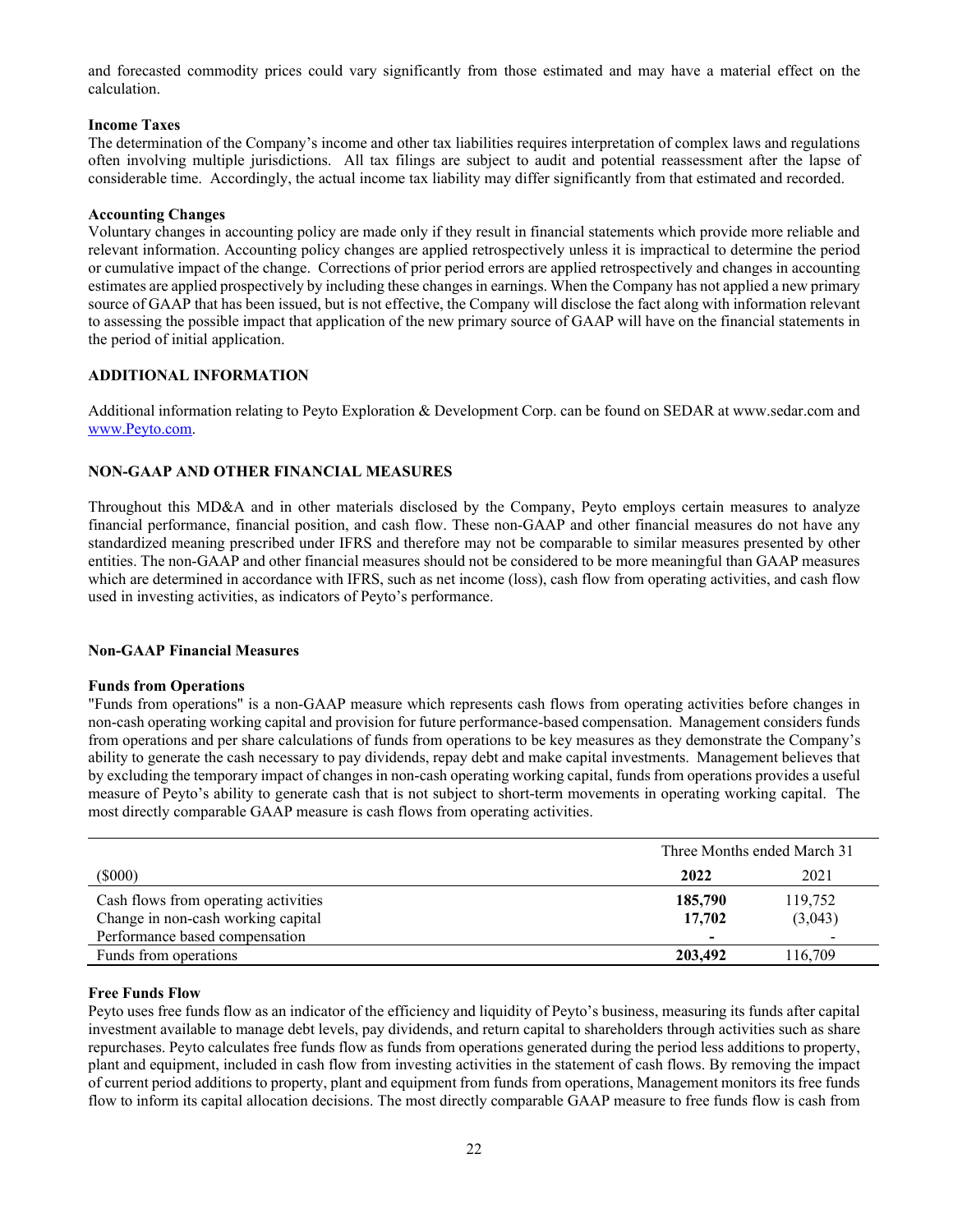and forecasted commodity prices could vary significantly from those estimated and may have a material effect on the calculation.

**Income Taxes**

The determination of the Company's income and other tax liabilities requires interpretation of complex laws and regulations often involving multiple jurisdictions. All tax filings are subject to audit and potential reassessment after the lapse of considerable time. Accordingly, the actual income tax liability may differ significantly from that estimated and recorded.

**Accounting Changes**

Voluntary changes in accounting policy are made only if they result in financial statements which provide more reliable and relevant information. Accounting policy changes are applied retrospectively unless it is impractical to determine the period or cumulative impact of the change. Corrections of prior period errors are applied retrospectively and changes in accounting estimates are applied prospectively by including these changes in earnings. When the Company has not applied a new primary source of GAAP that has been issued, but is not effective, the Company will disclose the fact along with information relevant to assessing the possible impact that application of the new primary source of GAAP will have on the financial statements in the period of initial application.

## ADDITIONAL INFORMATION

Additional information relating to Peyto Exploration & Development Corp. can be found on SEDAR at www.sedar.com and www.Peyto.com.

## NON-GAAP AND OTHER FINANCIAL MEASURES

Throughout this MD&A and in other materials disclosed by the Company, Peyto employs certain measures to analyze financial performance, financial position, and cash flow. These non-GAAP and other financial measures do not have any standardized meaning prescribed under IFRS and therefore may not be comparable to similar measures presented by other entities. The non-GAAP and other financial measures should not be considered to be more meaningful than GAAP measures which are determined in accordance with IFRS, such as net income (loss), cash flow from operating activities, and cash flow used in investing activities, as indicators of Peyto's performance.

### Non-GAAP Financial Measures

**Funds from Operations**

"Funds from operations" is a non-GAAP measure which represents cash flows from operating activities before changes in non-cash operating working capital and provision for future performance-based compensation. Management considers funds from operations and per share calculations of funds from operations to be key measures as they demonstrate the Company's ability to generate the cash necessary to pay dividends, repay debt and make capital investments. Management believes that by excluding the temporary impact of changes in non-cash operating working capital, funds from operations provides a useful measure of Peyto's ability to generate cash that is not subject to short-term movements in operating working capital. The most directly comparable GAAP measure is cash flows from operating activities.

| | Three Months ended March 31 | |
|---|---|---|
| ($000) | **2022** | 2021 |
| Cash flows from operating activities | **185,790** | 119,752 |
| Change in non-cash working capital | **17,702** | (3,043) |
| Performance based compensation | **-** | - |
| Funds from operations | **203,492** | 116,709 |

**Free Funds Flow**

Peyto uses free funds flow as an indicator of the efficiency and liquidity of Peyto's business, measuring its funds after capital investment available to manage debt levels, pay dividends, and return capital to shareholders through activities such as share repurchases. Peyto calculates free funds flow as funds from operations generated during the period less additions to property, plant and equipment, included in cash flow from investing activities in the statement of cash flows. By removing the impact of current period additions to property, plant and equipment from funds from operations, Management monitors its free funds flow to inform its capital allocation decisions. The most directly comparable GAAP measure to free funds flow is cash from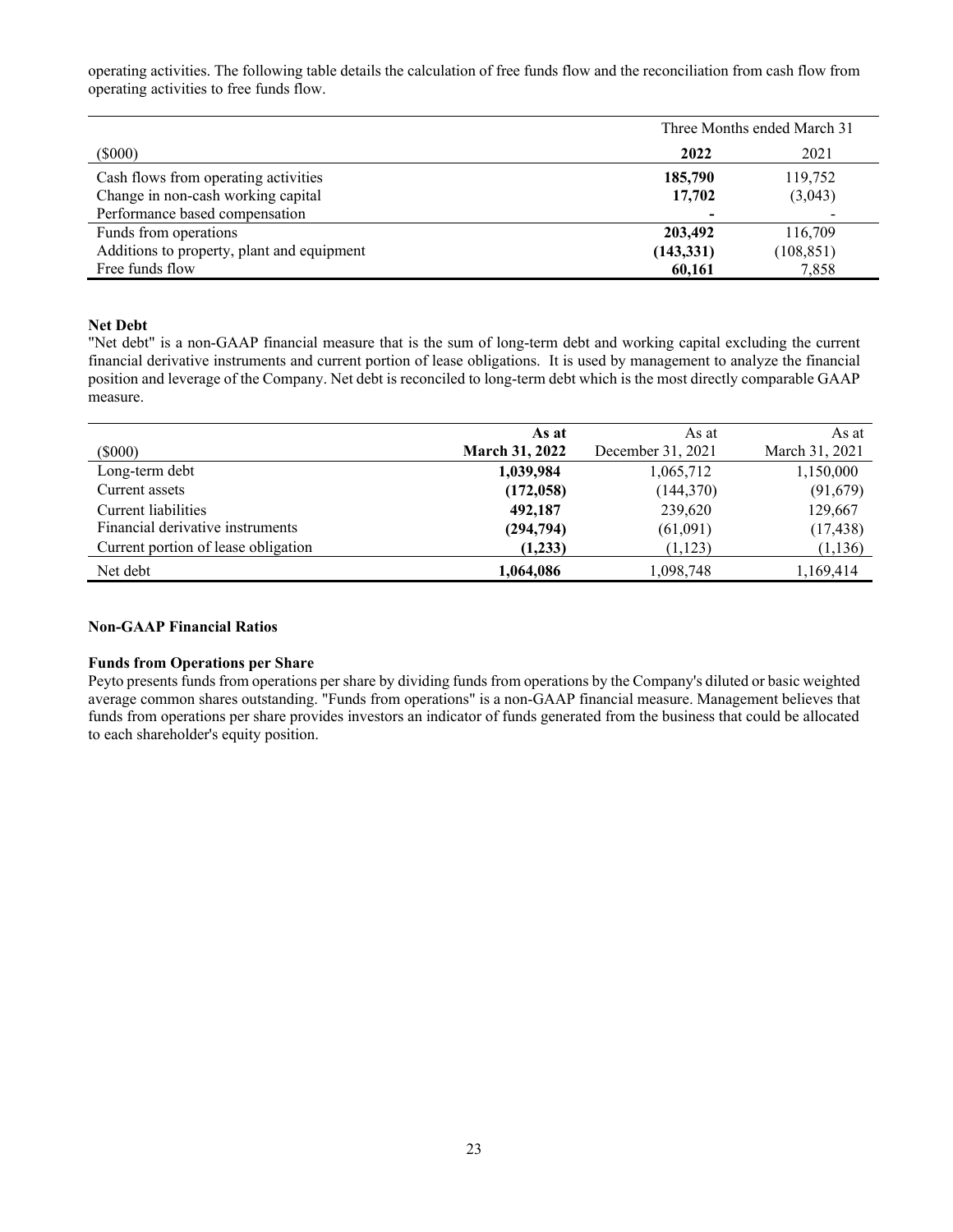operating activities. The following table details the calculation of free funds flow and the reconciliation from cash flow from operating activities to free funds flow.

| | Three Months ended March 31 | |
|---|---|---|
| ($000) | **2022** | 2021 |
| Cash flows from operating activities | **185,790** | 119,752 |
| Change in non-cash working capital | **17,702** | (3,043) |
| Performance based compensation | **-** | - |
| Funds from operations | **203,492** | 116,709 |
| Additions to property, plant and equipment | **(143,331)** | (108,851) |
| Free funds flow | **60,161** | 7,858 |

**Net Debt**

"Net debt" is a non-GAAP financial measure that is the sum of long-term debt and working capital excluding the current financial derivative instruments and current portion of lease obligations. It is used by management to analyze the financial position and leverage of the Company. Net debt is reconciled to long-term debt which is the most directly comparable GAAP measure.

| ($000) | **As at March 31, 2022** | As at December 31, 2021 | As at March 31, 2021 |
|---|---|---|---|
| Long-term debt | **1,039,984** | 1,065,712 | 1,150,000 |
| Current assets | **(172,058)** | (144,370) | (91,679) |
| Current liabilities | **492,187** | 239,620 | 129,667 |
| Financial derivative instruments | **(294,794)** | (61,091) | (17,438) |
| Current portion of lease obligation | **(1,233)** | (1,123) | (1,136) |
| Net debt | **1,064,086** | 1,098,748 | 1,169,414 |

**Non-GAAP Financial Ratios**

**Funds from Operations per Share**

Peyto presents funds from operations per share by dividing funds from operations by the Company's diluted or basic weighted average common shares outstanding. "Funds from operations" is a non-GAAP financial measure. Management believes that funds from operations per share provides investors an indicator of funds generated from the business that could be allocated to each shareholder's equity position.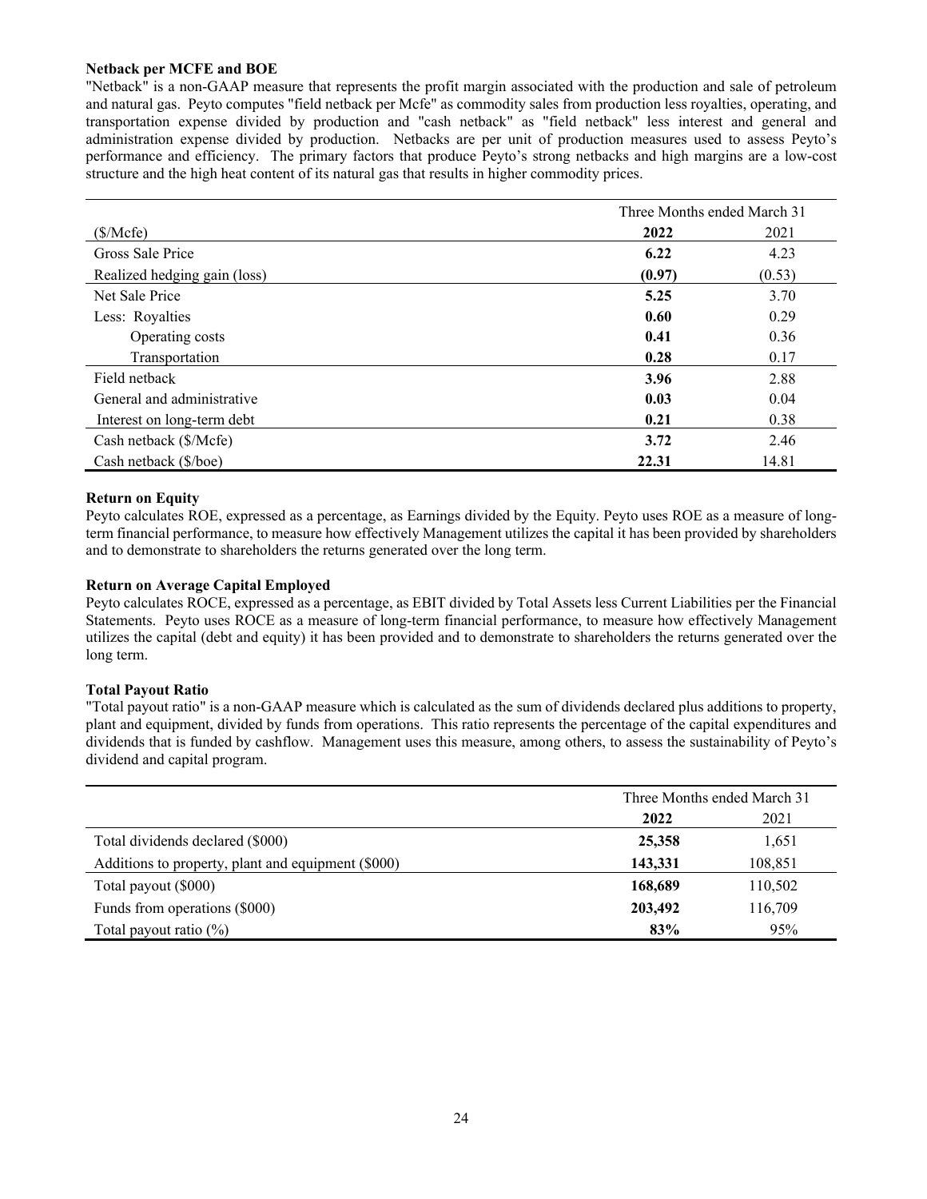### Netback per MCFE and BOE

"Netback" is a non-GAAP measure that represents the profit margin associated with the production and sale of petroleum and natural gas. Peyto computes "field netback per Mcfe" as commodity sales from production less royalties, operating, and transportation expense divided by production and "cash netback" as "field netback" less interest and general and administration expense divided by production. Netbacks are per unit of production measures used to assess Peyto's performance and efficiency. The primary factors that produce Peyto's strong netbacks and high margins are a low-cost structure and the high heat content of its natural gas that results in higher commodity prices.

| | Three Months ended March 31 | |
|---|---|---|
| ($/Mcfe) | **2022** | 2021 |
| Gross Sale Price | **6.22** | 4.23 |
| Realized hedging gain (loss) | **(0.97)** | (0.53) |
| Net Sale Price | **5.25** | 3.70 |
| Less: Royalties | **0.60** | 0.29 |
| Operating costs | **0.41** | 0.36 |
| Transportation | **0.28** | 0.17 |
| Field netback | **3.96** | 2.88 |
| General and administrative | **0.03** | 0.04 |
| Interest on long-term debt | **0.21** | 0.38 |
| Cash netback ($/Mcfe) | **3.72** | 2.46 |
| Cash netback ($/boe) | **22.31** | 14.81 |

### Return on Equity

Peyto calculates ROE, expressed as a percentage, as Earnings divided by the Equity. Peyto uses ROE as a measure of long-term financial performance, to measure how effectively Management utilizes the capital it has been provided by shareholders and to demonstrate to shareholders the returns generated over the long term.

### Return on Average Capital Employed

Peyto calculates ROCE, expressed as a percentage, as EBIT divided by Total Assets less Current Liabilities per the Financial Statements. Peyto uses ROCE as a measure of long-term financial performance, to measure how effectively Management utilizes the capital (debt and equity) it has been provided and to demonstrate to shareholders the returns generated over the long term.

### Total Payout Ratio

"Total payout ratio" is a non-GAAP measure which is calculated as the sum of dividends declared plus additions to property, plant and equipment, divided by funds from operations. This ratio represents the percentage of the capital expenditures and dividends that is funded by cashflow. Management uses this measure, among others, to assess the sustainability of Peyto's dividend and capital program.

| | Three Months ended March 31 | |
|---|---|---|
| | **2022** | 2021 |
| Total dividends declared ($000) | **25,358** | 1,651 |
| Additions to property, plant and equipment ($000) | **143,331** | 108,851 |
| Total payout ($000) | **168,689** | 110,502 |
| Funds from operations ($000) | **203,492** | 116,709 |
| Total payout ratio (%) | **83%** | 95% |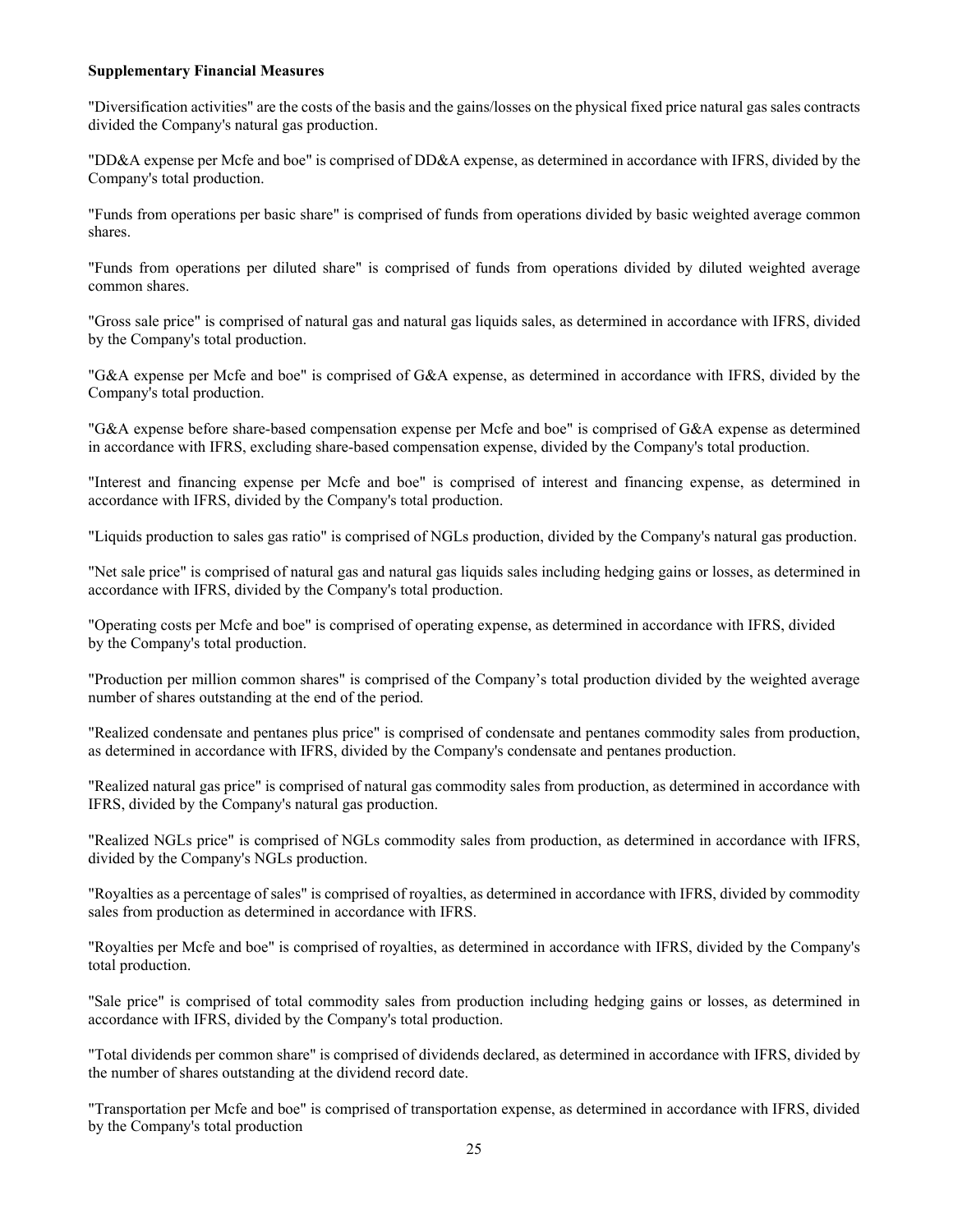**Supplementary Financial Measures**

"Diversification activities" are the costs of the basis and the gains/losses on the physical fixed price natural gas sales contracts divided the Company's natural gas production.

"DD&A expense per Mcfe and boe" is comprised of DD&A expense, as determined in accordance with IFRS, divided by the Company's total production.

"Funds from operations per basic share" is comprised of funds from operations divided by basic weighted average common shares.

"Funds from operations per diluted share" is comprised of funds from operations divided by diluted weighted average common shares.

"Gross sale price" is comprised of natural gas and natural gas liquids sales, as determined in accordance with IFRS, divided by the Company's total production.

"G&A expense per Mcfe and boe" is comprised of G&A expense, as determined in accordance with IFRS, divided by the Company's total production.

"G&A expense before share-based compensation expense per Mcfe and boe" is comprised of G&A expense as determined in accordance with IFRS, excluding share-based compensation expense, divided by the Company's total production.

"Interest and financing expense per Mcfe and boe" is comprised of interest and financing expense, as determined in accordance with IFRS, divided by the Company's total production.

"Liquids production to sales gas ratio" is comprised of NGLs production, divided by the Company's natural gas production.

"Net sale price" is comprised of natural gas and natural gas liquids sales including hedging gains or losses, as determined in accordance with IFRS, divided by the Company's total production.

"Operating costs per Mcfe and boe" is comprised of operating expense, as determined in accordance with IFRS, divided by the Company's total production.

"Production per million common shares" is comprised of the Company's total production divided by the weighted average number of shares outstanding at the end of the period.

"Realized condensate and pentanes plus price" is comprised of condensate and pentanes commodity sales from production, as determined in accordance with IFRS, divided by the Company's condensate and pentanes production.

"Realized natural gas price" is comprised of natural gas commodity sales from production, as determined in accordance with IFRS, divided by the Company's natural gas production.

"Realized NGLs price" is comprised of NGLs commodity sales from production, as determined in accordance with IFRS, divided by the Company's NGLs production.

"Royalties as a percentage of sales" is comprised of royalties, as determined in accordance with IFRS, divided by commodity sales from production as determined in accordance with IFRS.

"Royalties per Mcfe and boe" is comprised of royalties, as determined in accordance with IFRS, divided by the Company's total production.

"Sale price" is comprised of total commodity sales from production including hedging gains or losses, as determined in accordance with IFRS, divided by the Company's total production.

"Total dividends per common share" is comprised of dividends declared, as determined in accordance with IFRS, divided by the number of shares outstanding at the dividend record date.

"Transportation per Mcfe and boe" is comprised of transportation expense, as determined in accordance with IFRS, divided by the Company's total production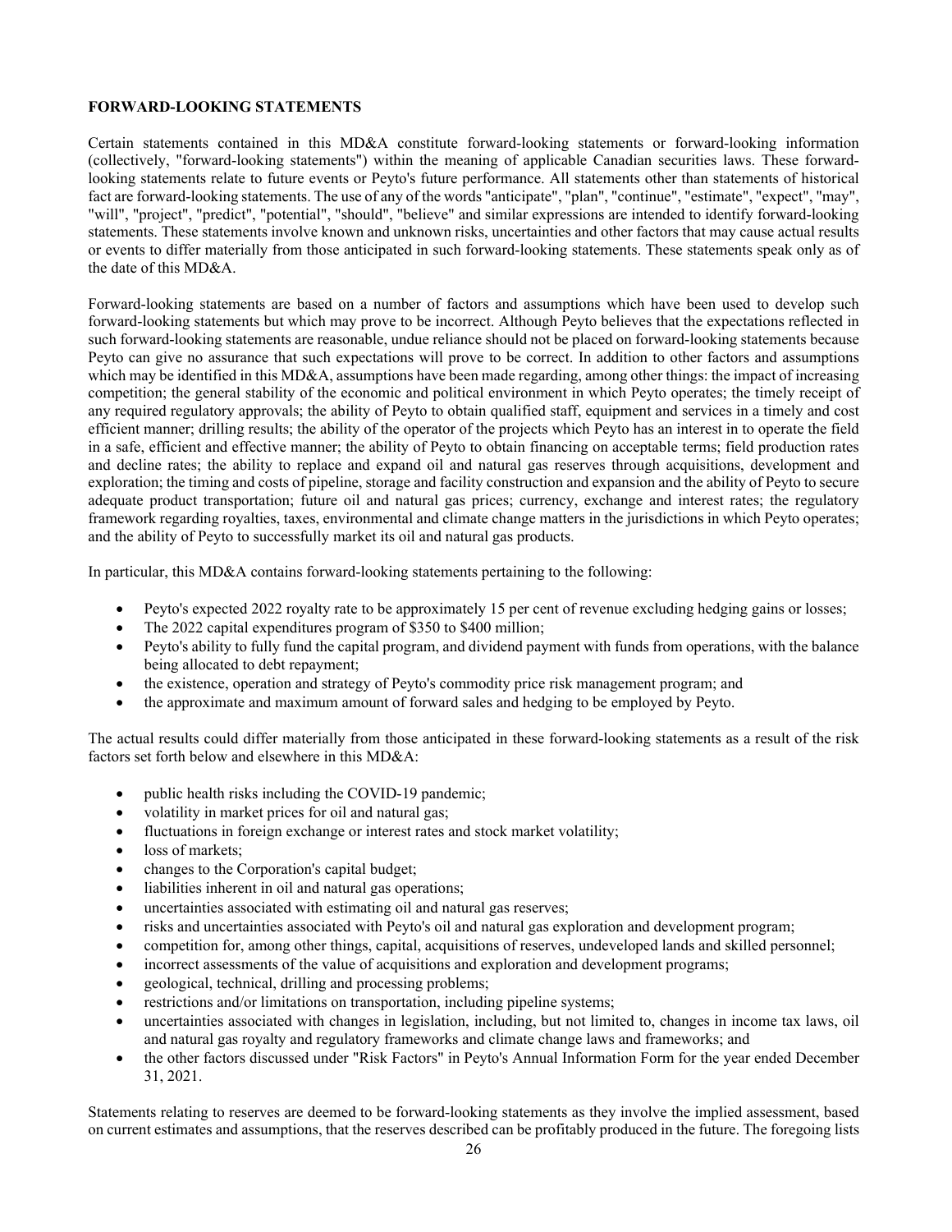**FORWARD-LOOKING STATEMENTS**

Certain statements contained in this MD&A constitute forward-looking statements or forward-looking information (collectively, "forward-looking statements") within the meaning of applicable Canadian securities laws. These forward-looking statements relate to future events or Peyto's future performance. All statements other than statements of historical fact are forward-looking statements. The use of any of the words "anticipate", "plan", "continue", "estimate", "expect", "may", "will", "project", "predict", "potential", "should", "believe" and similar expressions are intended to identify forward-looking statements. These statements involve known and unknown risks, uncertainties and other factors that may cause actual results or events to differ materially from those anticipated in such forward-looking statements. These statements speak only as of the date of this MD&A.

Forward-looking statements are based on a number of factors and assumptions which have been used to develop such forward-looking statements but which may prove to be incorrect. Although Peyto believes that the expectations reflected in such forward-looking statements are reasonable, undue reliance should not be placed on forward-looking statements because Peyto can give no assurance that such expectations will prove to be correct. In addition to other factors and assumptions which may be identified in this MD&A, assumptions have been made regarding, among other things: the impact of increasing competition; the general stability of the economic and political environment in which Peyto operates; the timely receipt of any required regulatory approvals; the ability of Peyto to obtain qualified staff, equipment and services in a timely and cost efficient manner; drilling results; the ability of the operator of the projects which Peyto has an interest in to operate the field in a safe, efficient and effective manner; the ability of Peyto to obtain financing on acceptable terms; field production rates and decline rates; the ability to replace and expand oil and natural gas reserves through acquisitions, development and exploration; the timing and costs of pipeline, storage and facility construction and expansion and the ability of Peyto to secure adequate product transportation; future oil and natural gas prices; currency, exchange and interest rates; the regulatory framework regarding royalties, taxes, environmental and climate change matters in the jurisdictions in which Peyto operates; and the ability of Peyto to successfully market its oil and natural gas products.

In particular, this MD&A contains forward-looking statements pertaining to the following:

- Peyto's expected 2022 royalty rate to be approximately 15 per cent of revenue excluding hedging gains or losses;
- The 2022 capital expenditures program of $350 to $400 million;
- Peyto's ability to fully fund the capital program, and dividend payment with funds from operations, with the balance being allocated to debt repayment;
- the existence, operation and strategy of Peyto's commodity price risk management program; and
- the approximate and maximum amount of forward sales and hedging to be employed by Peyto.

The actual results could differ materially from those anticipated in these forward-looking statements as a result of the risk factors set forth below and elsewhere in this MD&A:

- public health risks including the COVID-19 pandemic;
- volatility in market prices for oil and natural gas;
- fluctuations in foreign exchange or interest rates and stock market volatility;
- loss of markets;
- changes to the Corporation's capital budget;
- liabilities inherent in oil and natural gas operations;
- uncertainties associated with estimating oil and natural gas reserves;
- risks and uncertainties associated with Peyto's oil and natural gas exploration and development program;
- competition for, among other things, capital, acquisitions of reserves, undeveloped lands and skilled personnel;
- incorrect assessments of the value of acquisitions and exploration and development programs;
- geological, technical, drilling and processing problems;
- restrictions and/or limitations on transportation, including pipeline systems;
- uncertainties associated with changes in legislation, including, but not limited to, changes in income tax laws, oil and natural gas royalty and regulatory frameworks and climate change laws and frameworks; and
- the other factors discussed under "Risk Factors" in Peyto's Annual Information Form for the year ended December 31, 2021.

Statements relating to reserves are deemed to be forward-looking statements as they involve the implied assessment, based on current estimates and assumptions, that the reserves described can be profitably produced in the future. The foregoing lists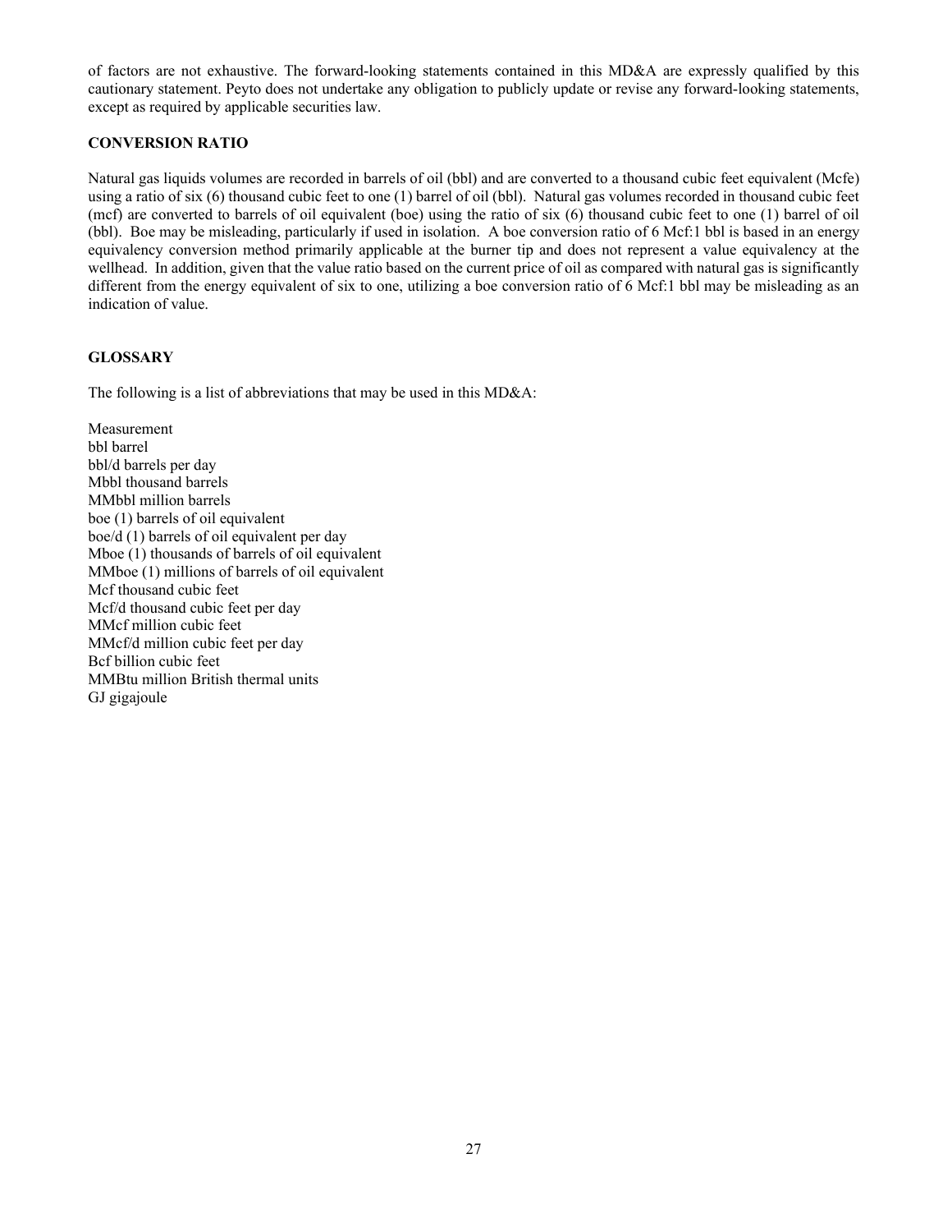of factors are not exhaustive. The forward-looking statements contained in this MD&A are expressly qualified by this cautionary statement. Peyto does not undertake any obligation to publicly update or revise any forward-looking statements, except as required by applicable securities law.

**CONVERSION RATIO**

Natural gas liquids volumes are recorded in barrels of oil (bbl) and are converted to a thousand cubic feet equivalent (Mcfe) using a ratio of six (6) thousand cubic feet to one (1) barrel of oil (bbl). Natural gas volumes recorded in thousand cubic feet (mcf) are converted to barrels of oil equivalent (boe) using the ratio of six (6) thousand cubic feet to one (1) barrel of oil (bbl). Boe may be misleading, particularly if used in isolation. A boe conversion ratio of 6 Mcf:1 bbl is based in an energy equivalency conversion method primarily applicable at the burner tip and does not represent a value equivalency at the wellhead. In addition, given that the value ratio based on the current price of oil as compared with natural gas is significantly different from the energy equivalent of six to one, utilizing a boe conversion ratio of 6 Mcf:1 bbl may be misleading as an indication of value.

**GLOSSARY**

The following is a list of abbreviations that may be used in this MD&A:

Measurement
bbl barrel
bbl/d barrels per day
Mbbl thousand barrels
MMbbl million barrels
boe (1) barrels of oil equivalent
boe/d (1) barrels of oil equivalent per day
Mboe (1) thousands of barrels of oil equivalent
MMboe (1) millions of barrels of oil equivalent
Mcf thousand cubic feet
Mcf/d thousand cubic feet per day
MMcf million cubic feet
MMcf/d million cubic feet per day
Bcf billion cubic feet
MMBtu million British thermal units
GJ gigajoule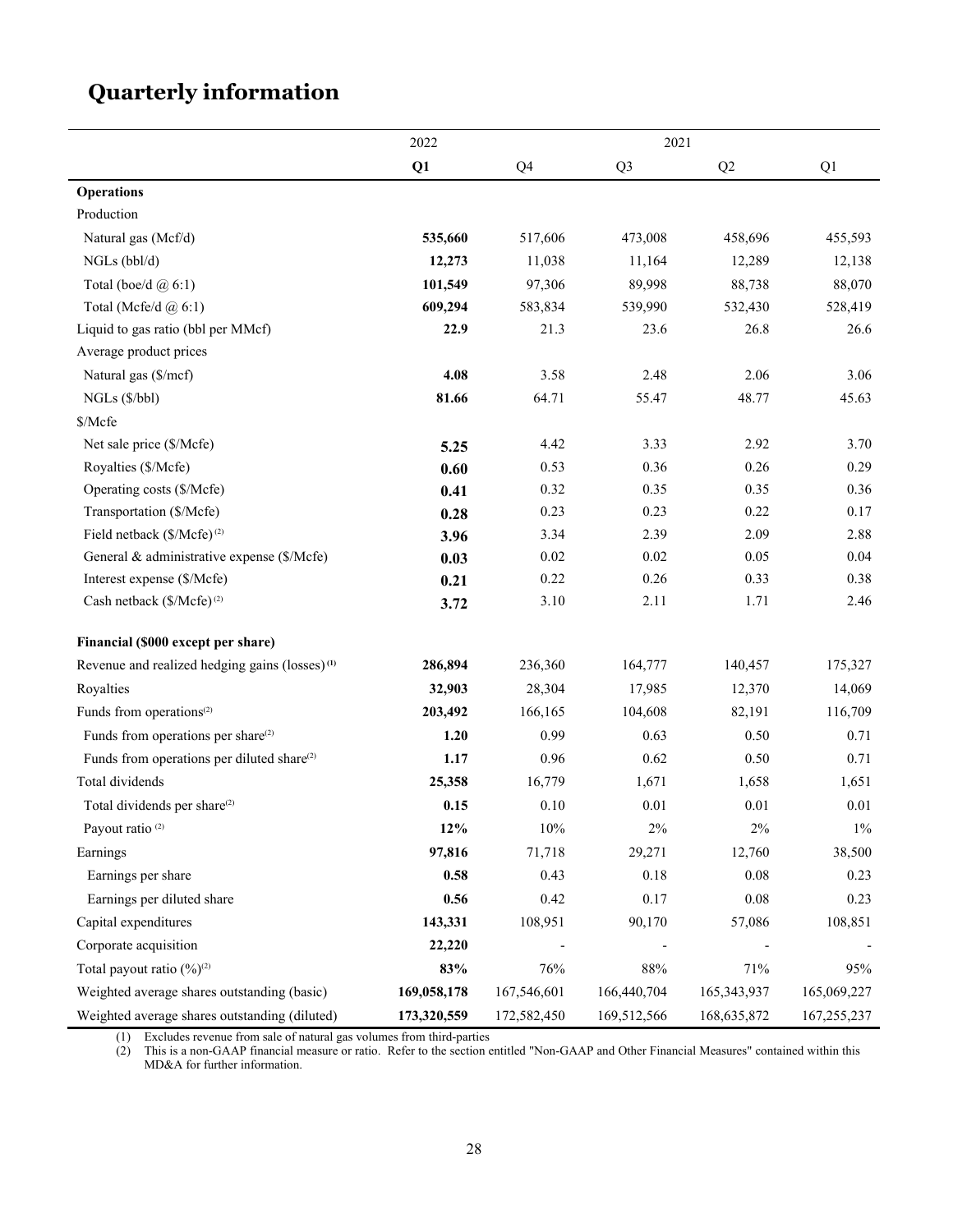# Quarterly information

| | 2022 | 2021 | | | |
|---|---|---|---|---|---|
| | **Q1** | Q4 | Q3 | Q2 | Q1 |
| **Operations** | | | | | |
| Production | | | | | |
| Natural gas (Mcf/d) | **535,660** | 517,606 | 473,008 | 458,696 | 455,593 |
| NGLs (bbl/d) | **12,273** | 11,038 | 11,164 | 12,289 | 12,138 |
| Total (boe/d @ 6:1) | **101,549** | 97,306 | 89,998 | 88,738 | 88,070 |
| Total (Mcfe/d @ 6:1) | **609,294** | 583,834 | 539,990 | 532,430 | 528,419 |
| Liquid to gas ratio (bbl per MMcf) | **22.9** | 21.3 | 23.6 | 26.8 | 26.6 |
| Average product prices | | | | | |
| Natural gas ($/mcf) | **4.08** | 3.58 | 2.48 | 2.06 | 3.06 |
| NGLs ($/bbl) | **81.66** | 64.71 | 55.47 | 48.77 | 45.63 |
| $/Mcfe | | | | | |
| Net sale price ($/Mcfe) | **5.25** | 4.42 | 3.33 | 2.92 | 3.70 |
| Royalties ($/Mcfe) | **0.60** | 0.53 | 0.36 | 0.26 | 0.29 |
| Operating costs ($/Mcfe) | **0.41** | 0.32 | 0.35 | 0.35 | 0.36 |
| Transportation ($/Mcfe) | **0.28** | 0.23 | 0.23 | 0.22 | 0.17 |
| Field netback ($/Mcfe) (2) | **3.96** | 3.34 | 2.39 | 2.09 | 2.88 |
| General & administrative expense ($/Mcfe) | **0.03** | 0.02 | 0.02 | 0.05 | 0.04 |
| Interest expense ($/Mcfe) | **0.21** | 0.22 | 0.26 | 0.33 | 0.38 |
| Cash netback ($/Mcfe) (2) | **3.72** | 3.10 | 2.11 | 1.71 | 2.46 |
| **Financial ($000 except per share)** | | | | | |
| Revenue and realized hedging gains (losses) (1) | **286,894** | 236,360 | 164,777 | 140,457 | 175,327 |
| Royalties | **32,903** | 28,304 | 17,985 | 12,370 | 14,069 |
| Funds from operations (2) | **203,492** | 166,165 | 104,608 | 82,191 | 116,709 |
| Funds from operations per share (2) | **1.20** | 0.99 | 0.63 | 0.50 | 0.71 |
| Funds from operations per diluted share (2) | **1.17** | 0.96 | 0.62 | 0.50 | 0.71 |
| Total dividends | **25,358** | 16,779 | 1,671 | 1,658 | 1,651 |
| Total dividends per share (2) | **0.15** | 0.10 | 0.01 | 0.01 | 0.01 |
| Payout ratio (2) | **12%** | 10% | 2% | 2% | 1% |
| Earnings | **97,816** | 71,718 | 29,271 | 12,760 | 38,500 |
| Earnings per share | **0.58** | 0.43 | 0.18 | 0.08 | 0.23 |
| Earnings per diluted share | **0.56** | 0.42 | 0.17 | 0.08 | 0.23 |
| Capital expenditures | **143,331** | 108,951 | 90,170 | 57,086 | 108,851 |
| Corporate acquisition | **22,220** | - | - | - | - |
| Total payout ratio (%) (2) | **83%** | 76% | 88% | 71% | 95% |
| Weighted average shares outstanding (basic) | **169,058,178** | 167,546,601 | 166,440,704 | 165,343,937 | 165,069,227 |
| Weighted average shares outstanding (diluted) | **173,320,559** | 172,582,450 | 169,512,566 | 168,635,872 | 167,255,237 |

(1) Excludes revenue from sale of natural gas volumes from third-parties

(2) This is a non-GAAP financial measure or ratio. Refer to the section entitled "Non-GAAP and Other Financial Measures" contained within this MD&A for further information.